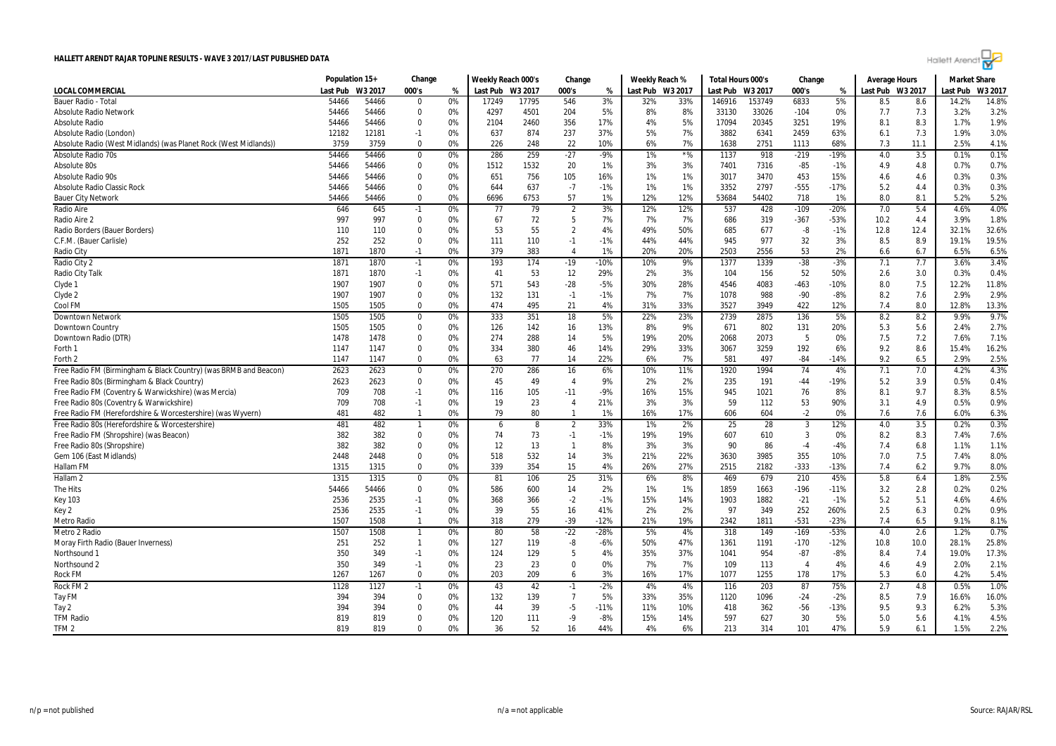# HALLETT ARENDT RAJAR TOPLINE RESULTS - WAVE 3 2017/LAST PUBLISHED DATA

| | Population 15+ | | Change | | Weekly Reach 000's | | Change | | Weekly Reach % | | Total Hours 000's | | Change | | Average Hours | | Market Share | |
|---|---|---|---|---|---|---|---|---|---|---|---|---|---|---|---|---|---|---|
| LOCAL COMMERCIAL | Last Pub | W3 2017 | 000's | % | Last Pub | W3 2017 | 000's | % | Last Pub | W3 2017 | Last Pub | W3 2017 | 000's | % | Last Pub | W3 2017 | Last Pub | W3 2017 |
| Bauer Radio - Total | 54466 | 54466 | 0 | 0% | 17249 | 17795 | 546 | 3% | 32% | 33% | 146916 | 153749 | 6833 | 5% | 8.5 | 8.6 | 14.2% | 14.8% |
| Absolute Radio Network | 54466 | 54466 | 0 | 0% | 4297 | 4501 | 204 | 5% | 8% | 8% | 33130 | 33026 | -104 | 0% | 7.7 | 7.3 | 3.2% | 3.2% |
| Absolute Radio | 54466 | 54466 | 0 | 0% | 2104 | 2460 | 356 | 17% | 4% | 5% | 17094 | 20345 | 3251 | 19% | 8.1 | 8.3 | 1.7% | 1.9% |
| Absolute Radio (London) | 12182 | 12181 | -1 | 0% | 637 | 874 | 237 | 37% | 5% | 7% | 3882 | 6341 | 2459 | 63% | 6.1 | 7.3 | 1.9% | 3.0% |
| Absolute Radio (West Midlands) (was Planet Rock (West Midlands)) | 3759 | 3759 | 0 | 0% | 226 | 248 | 22 | 10% | 6% | 7% | 1638 | 2751 | 1113 | 68% | 7.3 | 11.1 | 2.5% | 4.1% |
| Absolute Radio 70s | 54466 | 54466 | 0 | 0% | 286 | 259 | -27 | -9% | 1% | *% | 1137 | 918 | -219 | -19% | 4.0 | 3.5 | 0.1% | 0.1% |
| Absolute 80s | 54466 | 54466 | 0 | 0% | 1512 | 1532 | 20 | 1% | 3% | 3% | 7401 | 7316 | -85 | -1% | 4.9 | 4.8 | 0.7% | 0.7% |
| Absolute Radio 90s | 54466 | 54466 | 0 | 0% | 651 | 756 | 105 | 16% | 1% | 1% | 3017 | 3470 | 453 | 15% | 4.6 | 4.6 | 0.3% | 0.3% |
| Absolute Radio Classic Rock | 54466 | 54466 | 0 | 0% | 644 | 637 | -7 | -1% | 1% | 1% | 3352 | 2797 | -555 | -17% | 5.2 | 4.4 | 0.3% | 0.3% |
| Bauer City Network | 54466 | 54466 | 0 | 0% | 6696 | 6753 | 57 | 1% | 12% | 12% | 53684 | 54402 | 718 | 1% | 8.0 | 8.1 | 5.2% | 5.2% |
| Radio Aire | 646 | 645 | -1 | 0% | 77 | 79 | 2 | 3% | 12% | 12% | 537 | 428 | -109 | -20% | 7.0 | 5.4 | 4.6% | 4.0% |
| Radio Aire 2 | 997 | 997 | 0 | 0% | 67 | 72 | 5 | 7% | 7% | 7% | 686 | 319 | -367 | -53% | 10.2 | 4.4 | 3.9% | 1.8% |
| Radio Borders (Bauer Borders) | 110 | 110 | 0 | 0% | 53 | 55 | 2 | 4% | 49% | 50% | 685 | 677 | -8 | -1% | 12.8 | 12.4 | 32.1% | 32.6% |
| C.F.M. (Bauer Carlisle) | 252 | 252 | 0 | 0% | 111 | 110 | -1 | -1% | 44% | 44% | 945 | 977 | 32 | 3% | 8.5 | 8.9 | 19.1% | 19.5% |
| Radio City | 1871 | 1870 | -1 | 0% | 379 | 383 | 4 | 1% | 20% | 20% | 2503 | 2556 | 53 | 2% | 6.6 | 6.7 | 6.5% | 6.5% |
| Radio City 2 | 1871 | 1870 | -1 | 0% | 193 | 174 | -19 | -10% | 10% | 9% | 1377 | 1339 | -38 | -3% | 7.1 | 7.7 | 3.6% | 3.4% |
| Radio City Talk | 1871 | 1870 | -1 | 0% | 41 | 53 | 12 | 29% | 2% | 3% | 104 | 156 | 52 | 50% | 2.6 | 3.0 | 0.3% | 0.4% |
| Clyde 1 | 1907 | 1907 | 0 | 0% | 571 | 543 | -28 | -5% | 30% | 28% | 4546 | 4083 | -463 | -10% | 8.0 | 7.5 | 12.2% | 11.8% |
| Clyde 2 | 1907 | 1907 | 0 | 0% | 132 | 131 | -1 | -1% | 7% | 7% | 1078 | 988 | -90 | -8% | 8.2 | 7.6 | 2.9% | 2.9% |
| Cool FM | 1505 | 1505 | 0 | 0% | 474 | 495 | 21 | 4% | 31% | 33% | 3527 | 3949 | 422 | 12% | 7.4 | 8.0 | 12.8% | 13.3% |
| Downtown Network | 1505 | 1505 | 0 | 0% | 333 | 351 | 18 | 5% | 22% | 23% | 2739 | 2875 | 136 | 5% | 8.2 | 8.2 | 9.9% | 9.7% |
| Downtown Country | 1505 | 1505 | 0 | 0% | 126 | 142 | 16 | 13% | 8% | 9% | 671 | 802 | 131 | 20% | 5.3 | 5.6 | 2.4% | 2.7% |
| Downtown Radio (DTR) | 1478 | 1478 | 0 | 0% | 274 | 288 | 14 | 5% | 19% | 20% | 2068 | 2073 | 5 | 0% | 7.5 | 7.2 | 7.6% | 7.1% |
| Forth 1 | 1147 | 1147 | 0 | 0% | 334 | 380 | 46 | 14% | 29% | 33% | 3067 | 3259 | 192 | 6% | 9.2 | 8.6 | 15.4% | 16.2% |
| Forth 2 | 1147 | 1147 | 0 | 0% | 63 | 77 | 14 | 22% | 6% | 7% | 581 | 497 | -84 | -14% | 9.2 | 6.5 | 2.9% | 2.5% |
| Free Radio FM (Birmingham & Black Country) (was BRMB and Beacon) | 2623 | 2623 | 0 | 0% | 270 | 286 | 16 | 6% | 10% | 11% | 1920 | 1994 | 74 | 4% | 7.1 | 7.0 | 4.2% | 4.3% |
| Free Radio 80s (Birmingham & Black Country) | 2623 | 2623 | 0 | 0% | 45 | 49 | 4 | 9% | 2% | 2% | 235 | 191 | -44 | -19% | 5.2 | 3.9 | 0.5% | 0.4% |
| Free Radio FM (Coventry & Warwickshire) (was Mercia) | 709 | 708 | -1 | 0% | 116 | 105 | -11 | -9% | 16% | 15% | 945 | 1021 | 76 | 8% | 8.1 | 9.7 | 8.3% | 8.5% |
| Free Radio 80s (Coventry & Warwickshire) | 709 | 708 | -1 | 0% | 19 | 23 | 4 | 21% | 3% | 3% | 59 | 112 | 53 | 90% | 3.1 | 4.9 | 0.5% | 0.9% |
| Free Radio FM (Herefordshire & Worcestershire) (was Wyvern) | 481 | 482 | 1 | 0% | 79 | 80 | 1 | 1% | 16% | 17% | 606 | 604 | -2 | 0% | 7.6 | 7.6 | 6.0% | 6.3% |
| Free Radio 80s (Herefordshire & Worcestershire) | 481 | 482 | 1 | 0% | 6 | 8 | 2 | 33% | 1% | 2% | 25 | 28 | 3 | 12% | 4.0 | 3.5 | 0.2% | 0.3% |
| Free Radio FM (Shropshire) (was Beacon) | 382 | 382 | 0 | 0% | 74 | 73 | -1 | -1% | 19% | 19% | 607 | 610 | 3 | 0% | 8.2 | 8.3 | 7.4% | 7.6% |
| Free Radio 80s (Shropshire) | 382 | 382 | 0 | 0% | 12 | 13 | 1 | 8% | 3% | 3% | 90 | 86 | -4 | -4% | 7.4 | 6.8 | 1.1% | 1.1% |
| Gem 106 (East Midlands) | 2448 | 2448 | 0 | 0% | 518 | 532 | 14 | 3% | 21% | 22% | 3630 | 3985 | 355 | 10% | 7.0 | 7.5 | 7.4% | 8.0% |
| Hallam FM | 1315 | 1315 | 0 | 0% | 339 | 354 | 15 | 4% | 26% | 27% | 2515 | 2182 | -333 | -13% | 7.4 | 6.2 | 9.7% | 8.0% |
| Hallam 2 | 1315 | 1315 | 0 | 0% | 81 | 106 | 25 | 31% | 6% | 8% | 469 | 679 | 210 | 45% | 5.8 | 6.4 | 1.8% | 2.5% |
| The Hits | 54466 | 54466 | 0 | 0% | 586 | 600 | 14 | 2% | 1% | 1% | 1859 | 1663 | -196 | -11% | 3.2 | 2.8 | 0.2% | 0.2% |
| Key 103 | 2536 | 2535 | -1 | 0% | 368 | 366 | -2 | -1% | 15% | 14% | 1903 | 1882 | -21 | -1% | 5.2 | 5.1 | 4.6% | 4.6% |
| Key 2 | 2536 | 2535 | -1 | 0% | 39 | 55 | 16 | 41% | 2% | 2% | 97 | 349 | 252 | 260% | 2.5 | 6.3 | 0.2% | 0.9% |
| Metro Radio | 1507 | 1508 | 1 | 0% | 318 | 279 | -39 | -12% | 21% | 19% | 2342 | 1811 | -531 | -23% | 7.4 | 6.5 | 9.1% | 8.1% |
| Metro 2 Radio | 1507 | 1508 | 1 | 0% | 80 | 58 | -22 | -28% | 5% | 4% | 318 | 149 | -169 | -53% | 4.0 | 2.6 | 1.2% | 0.7% |
| Moray Firth Radio (Bauer Inverness) | 251 | 252 | 1 | 0% | 127 | 119 | -8 | -6% | 50% | 47% | 1361 | 1191 | -170 | -12% | 10.8 | 10.0 | 28.1% | 25.8% |
| Northsound 1 | 350 | 349 | -1 | 0% | 124 | 129 | 5 | 4% | 35% | 37% | 1041 | 954 | -87 | -8% | 8.4 | 7.4 | 19.0% | 17.3% |
| Northsound 2 | 350 | 349 | -1 | 0% | 23 | 23 | 0 | 0% | 7% | 7% | 109 | 113 | 4 | 4% | 4.6 | 4.9 | 2.0% | 2.1% |
| Rock FM | 1267 | 1267 | 0 | 0% | 203 | 209 | 6 | 3% | 16% | 17% | 1077 | 1255 | 178 | 17% | 5.3 | 6.0 | 4.2% | 5.4% |
| Rock FM 2 | 1128 | 1127 | -1 | 0% | 43 | 42 | -1 | -2% | 4% | 4% | 116 | 203 | 87 | 75% | 2.7 | 4.8 | 0.5% | 1.0% |
| Tay FM | 394 | 394 | 0 | 0% | 132 | 139 | 7 | 5% | 33% | 35% | 1120 | 1096 | -24 | -2% | 8.5 | 7.9 | 16.6% | 16.0% |
| Tay 2 | 394 | 394 | 0 | 0% | 44 | 39 | -5 | -11% | 11% | 10% | 418 | 362 | -56 | -13% | 9.5 | 9.3 | 6.2% | 5.3% |
| TFM Radio | 819 | 819 | 0 | 0% | 120 | 111 | -9 | -8% | 15% | 14% | 597 | 627 | 30 | 5% | 5.0 | 5.6 | 4.1% | 4.5% |
| TFM 2 | 819 | 819 | 0 | 0% | 36 | 52 | 16 | 44% | 4% | 6% | 213 | 314 | 101 | 47% | 5.9 | 6.1 | 1.5% | 2.2% |

n/p = not published n/a = not applicable Source: RAJAR/RSL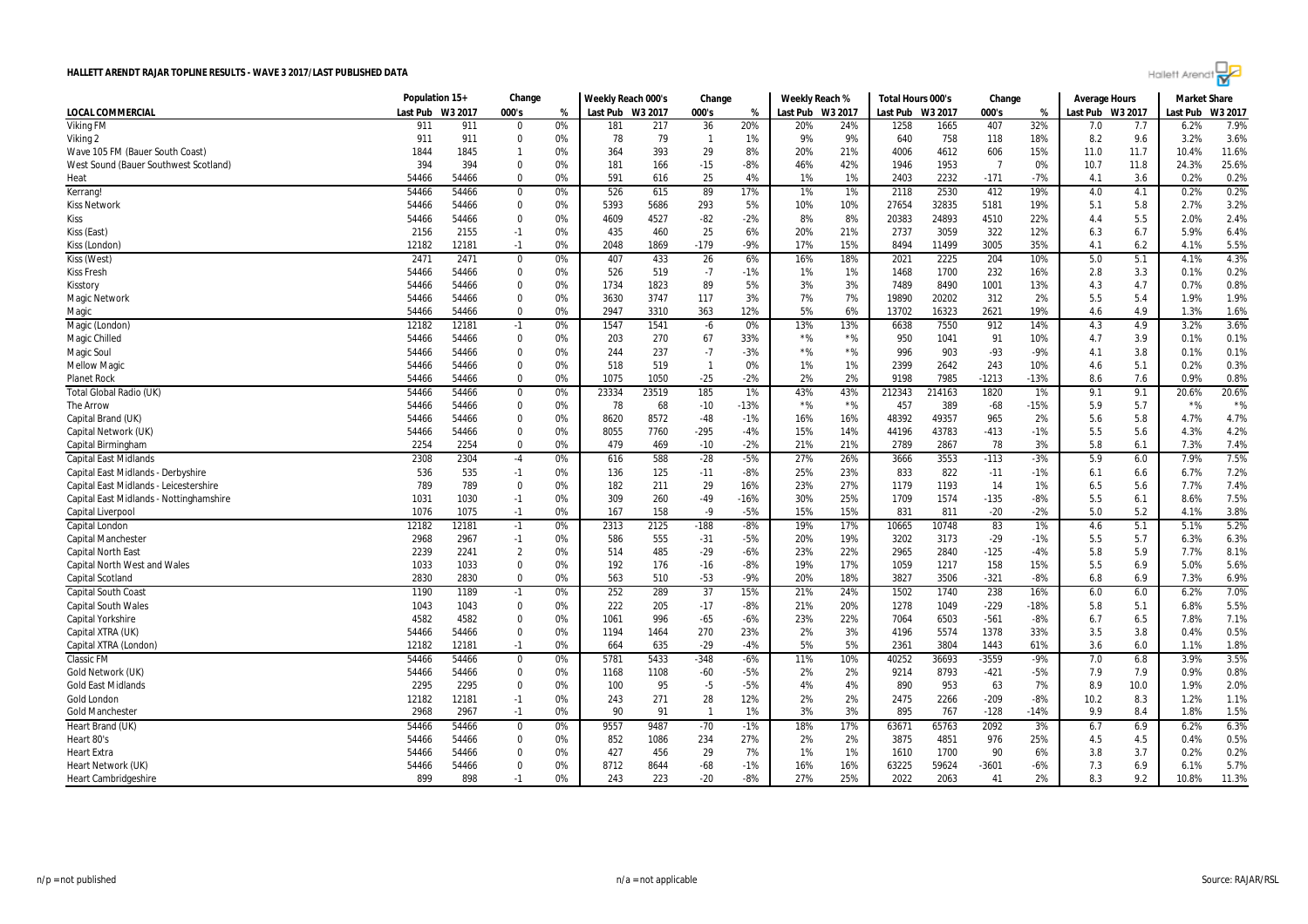# HALLETT ARENDT RAJAR TOPLINE RESULTS - WAVE 3 2017/LAST PUBLISHED DATA

| | Population 15+ | | Change | | Weekly Reach 000's | | Change | | Weekly Reach % | | Total Hours 000's | | Change | | Average Hours | | Market Share | |
|---|---|---|---|---|---|---|---|---|---|---|---|---|---|---|---|---|---|---|
| LOCAL COMMERCIAL | Last Pub | W3 2017 | 000's | % | Last Pub | W3 2017 | 000's | % | Last Pub | W3 2017 | Last Pub | W3 2017 | 000's | % | Last Pub | W3 2017 | Last Pub | W3 2017 |
| Viking FM | 911 | 911 | 0 | 0% | 181 | 217 | 36 | 20% | 20% | 24% | 1258 | 1665 | 407 | 32% | 7.0 | 7.7 | 6.2% | 7.9% |
| Viking 2 | 911 | 911 | 0 | 0% | 78 | 79 | 1 | 1% | 9% | 9% | 640 | 758 | 118 | 18% | 8.2 | 9.6 | 3.2% | 3.6% |
| Wave 105 FM (Bauer South Coast) | 1844 | 1845 | 1 | 0% | 364 | 393 | 29 | 8% | 20% | 21% | 4006 | 4612 | 606 | 15% | 11.0 | 11.7 | 10.4% | 11.6% |
| West Sound (Bauer Southwest Scotland) | 394 | 394 | 0 | 0% | 181 | 166 | -15 | -8% | 46% | 42% | 1946 | 1953 | 7 | 0% | 10.7 | 11.8 | 24.3% | 25.6% |
| Heat | 54466 | 54466 | 0 | 0% | 591 | 616 | 25 | 4% | 1% | 1% | 2403 | 2232 | -171 | -7% | 4.1 | 3.6 | 0.2% | 0.2% |
| Kerrang! | 54466 | 54466 | 0 | 0% | 526 | 615 | 89 | 17% | 1% | 1% | 2118 | 2530 | 412 | 19% | 4.0 | 4.1 | 0.2% | 0.2% |
| Kiss Network | 54466 | 54466 | 0 | 0% | 5393 | 5686 | 293 | 5% | 10% | 10% | 27654 | 32835 | 5181 | 19% | 5.1 | 5.8 | 2.7% | 3.2% |
| Kiss | 54466 | 54466 | 0 | 0% | 4609 | 4527 | -82 | -2% | 8% | 8% | 20383 | 24893 | 4510 | 22% | 4.4 | 5.5 | 2.0% | 2.4% |
| Kiss (East) | 2156 | 2155 | -1 | 0% | 435 | 460 | 25 | 6% | 20% | 21% | 2737 | 3059 | 322 | 12% | 6.3 | 6.7 | 5.9% | 6.4% |
| Kiss (London) | 12182 | 12181 | -1 | 0% | 2048 | 1869 | -179 | -9% | 17% | 15% | 8494 | 11499 | 3005 | 35% | 4.1 | 6.2 | 4.1% | 5.5% |
| Kiss (West) | 2471 | 2471 | 0 | 0% | 407 | 433 | 26 | 6% | 16% | 18% | 2021 | 2225 | 204 | 10% | 5.0 | 5.1 | 4.1% | 4.3% |
| Kiss Fresh | 54466 | 54466 | 0 | 0% | 526 | 519 | -7 | -1% | 1% | 1% | 1468 | 1700 | 232 | 16% | 2.8 | 3.3 | 0.1% | 0.2% |
| Kisstory | 54466 | 54466 | 0 | 0% | 1734 | 1823 | 89 | 5% | 3% | 3% | 7489 | 8490 | 1001 | 13% | 4.3 | 4.7 | 0.7% | 0.8% |
| Magic Network | 54466 | 54466 | 0 | 0% | 3630 | 3747 | 117 | 3% | 7% | 7% | 19890 | 20202 | 312 | 2% | 5.5 | 5.4 | 1.9% | 1.9% |
| Magic | 54466 | 54466 | 0 | 0% | 2947 | 3310 | 363 | 12% | 5% | 6% | 13702 | 16323 | 2621 | 19% | 4.6 | 4.9 | 1.3% | 1.6% |
| Magic (London) | 12182 | 12181 | -1 | 0% | 1547 | 1541 | -6 | 0% | 13% | 13% | 6638 | 7550 | 912 | 14% | 4.3 | 4.9 | 3.2% | 3.6% |
| Magic Chilled | 54466 | 54466 | 0 | 0% | 203 | 270 | 67 | 33% | *% | *% | 950 | 1041 | 91 | 10% | 4.7 | 3.9 | 0.1% | 0.1% |
| Magic Soul | 54466 | 54466 | 0 | 0% | 244 | 237 | -7 | -3% | *% | *% | 996 | 903 | -93 | -9% | 4.1 | 3.8 | 0.1% | 0.1% |
| Mellow Magic | 54466 | 54466 | 0 | 0% | 518 | 519 | 1 | 0% | 1% | 1% | 2399 | 2642 | 243 | 10% | 4.6 | 5.1 | 0.2% | 0.3% |
| Planet Rock | 54466 | 54466 | 0 | 0% | 1075 | 1050 | -25 | -2% | 2% | 2% | 9198 | 7985 | -1213 | -13% | 8.6 | 7.6 | 0.9% | 0.8% |
| Total Global Radio (UK) | 54466 | 54466 | 0 | 0% | 23334 | 23519 | 185 | 1% | 43% | 43% | 212343 | 214163 | 1820 | 1% | 9.1 | 9.1 | 20.6% | 20.6% |
| The Arrow | 54466 | 54466 | 0 | 0% | 78 | 68 | -10 | -13% | *% | *% | 457 | 389 | -68 | -15% | 5.9 | 5.7 | *% | *% |
| Capital Brand (UK) | 54466 | 54466 | 0 | 0% | 8620 | 8572 | -48 | -1% | 16% | 16% | 48392 | 49357 | 965 | 2% | 5.6 | 5.8 | 4.7% | 4.7% |
| Capital Network (UK) | 54466 | 54466 | 0 | 0% | 8055 | 7760 | -295 | -4% | 15% | 14% | 44196 | 43783 | -413 | -1% | 5.5 | 5.6 | 4.3% | 4.2% |
| Capital Birmingham | 2254 | 2254 | 0 | 0% | 479 | 469 | -10 | -2% | 21% | 21% | 2789 | 2867 | 78 | 3% | 5.8 | 6.1 | 7.3% | 7.4% |
| Capital East Midlands | 2308 | 2304 | -4 | 0% | 616 | 588 | -28 | -5% | 27% | 26% | 3666 | 3553 | -113 | -3% | 5.9 | 6.0 | 7.9% | 7.5% |
| Capital East Midlands - Derbyshire | 536 | 535 | -1 | 0% | 136 | 125 | -11 | -8% | 25% | 23% | 833 | 822 | -11 | -1% | 6.1 | 6.6 | 6.7% | 7.2% |
| Capital East Midlands - Leicestershire | 789 | 789 | 0 | 0% | 182 | 211 | 29 | 16% | 23% | 27% | 1179 | 1193 | 14 | 1% | 6.5 | 5.6 | 7.7% | 7.4% |
| Capital East Midlands - Nottinghamshire | 1031 | 1030 | -1 | 0% | 309 | 260 | -49 | -16% | 30% | 25% | 1709 | 1574 | -135 | -8% | 5.5 | 6.1 | 8.6% | 7.5% |
| Capital Liverpool | 1076 | 1075 | -1 | 0% | 167 | 158 | -9 | -5% | 15% | 15% | 831 | 811 | -20 | -2% | 5.0 | 5.2 | 4.1% | 3.8% |
| Capital London | 12182 | 12181 | -1 | 0% | 2313 | 2125 | -188 | -8% | 19% | 17% | 10665 | 10748 | 83 | 1% | 4.6 | 5.1 | 5.1% | 5.2% |
| Capital Manchester | 2968 | 2967 | -1 | 0% | 586 | 555 | -31 | -5% | 20% | 19% | 3202 | 3173 | -29 | -1% | 5.5 | 5.7 | 6.3% | 6.3% |
| Capital North East | 2239 | 2241 | 2 | 0% | 514 | 485 | -29 | -6% | 23% | 22% | 2965 | 2840 | -125 | -4% | 5.8 | 5.9 | 7.7% | 8.1% |
| Capital North West and Wales | 1033 | 1033 | 0 | 0% | 192 | 176 | -16 | -8% | 19% | 17% | 1059 | 1217 | 158 | 15% | 5.5 | 6.9 | 5.0% | 5.6% |
| Capital Scotland | 2830 | 2830 | 0 | 0% | 563 | 510 | -53 | -9% | 20% | 18% | 3827 | 3506 | -321 | -8% | 6.8 | 6.9 | 7.3% | 6.9% |
| Capital South Coast | 1190 | 1189 | -1 | 0% | 252 | 289 | 37 | 15% | 21% | 24% | 1502 | 1740 | 238 | 16% | 6.0 | 6.0 | 6.2% | 7.0% |
| Capital South Wales | 1043 | 1043 | 0 | 0% | 222 | 205 | -17 | -8% | 21% | 20% | 1278 | 1049 | -229 | -18% | 5.8 | 5.1 | 6.8% | 5.5% |
| Capital Yorkshire | 4582 | 4582 | 0 | 0% | 1061 | 996 | -65 | -6% | 23% | 22% | 7064 | 6503 | -561 | -8% | 6.7 | 6.5 | 7.8% | 7.1% |
| Capital XTRA (UK) | 54466 | 54466 | 0 | 0% | 1194 | 1464 | 270 | 23% | 2% | 3% | 4196 | 5574 | 1378 | 33% | 3.5 | 3.8 | 0.4% | 0.5% |
| Capital XTRA (London) | 12182 | 12181 | -1 | 0% | 664 | 635 | -29 | -4% | 5% | 5% | 2361 | 3804 | 1443 | 61% | 3.6 | 6.0 | 1.1% | 1.8% |
| Classic FM | 54466 | 54466 | 0 | 0% | 5781 | 5433 | -348 | -6% | 11% | 10% | 40252 | 36693 | -3559 | -9% | 7.0 | 6.8 | 3.9% | 3.5% |
| Gold Network (UK) | 54466 | 54466 | 0 | 0% | 1168 | 1108 | -60 | -5% | 2% | 2% | 9214 | 8793 | -421 | -5% | 7.9 | 7.9 | 0.9% | 0.8% |
| Gold East Midlands | 2295 | 2295 | 0 | 0% | 100 | 95 | -5 | -5% | 4% | 4% | 890 | 953 | 63 | 7% | 8.9 | 10.0 | 1.9% | 2.0% |
| Gold London | 12182 | 12181 | -1 | 0% | 243 | 271 | 28 | 12% | 2% | 2% | 2475 | 2266 | -209 | -8% | 10.2 | 8.3 | 1.2% | 1.1% |
| Gold Manchester | 2968 | 2967 | -1 | 0% | 90 | 91 | 1 | 1% | 3% | 3% | 895 | 767 | -128 | -14% | 9.9 | 8.4 | 1.8% | 1.5% |
| Heart Brand (UK) | 54466 | 54466 | 0 | 0% | 9557 | 9487 | -70 | -1% | 18% | 17% | 63671 | 65763 | 2092 | 3% | 6.7 | 6.9 | 6.2% | 6.3% |
| Heart 80's | 54466 | 54466 | 0 | 0% | 852 | 1086 | 234 | 27% | 2% | 2% | 3875 | 4851 | 976 | 25% | 4.5 | 4.5 | 0.4% | 0.5% |
| Heart Extra | 54466 | 54466 | 0 | 0% | 427 | 456 | 29 | 7% | 1% | 1% | 1610 | 1700 | 90 | 6% | 3.8 | 3.7 | 0.2% | 0.2% |
| Heart Network (UK) | 54466 | 54466 | 0 | 0% | 8712 | 8644 | -68 | -1% | 16% | 16% | 63225 | 59624 | -3601 | -6% | 7.3 | 6.9 | 6.1% | 5.7% |
| Heart Cambridgeshire | 899 | 898 | -1 | 0% | 243 | 223 | -20 | -8% | 27% | 25% | 2022 | 2063 | 41 | 2% | 8.3 | 9.2 | 10.8% | 11.3% |

n/p = not published  n/a = not applicable  Source: RAJAR/RSL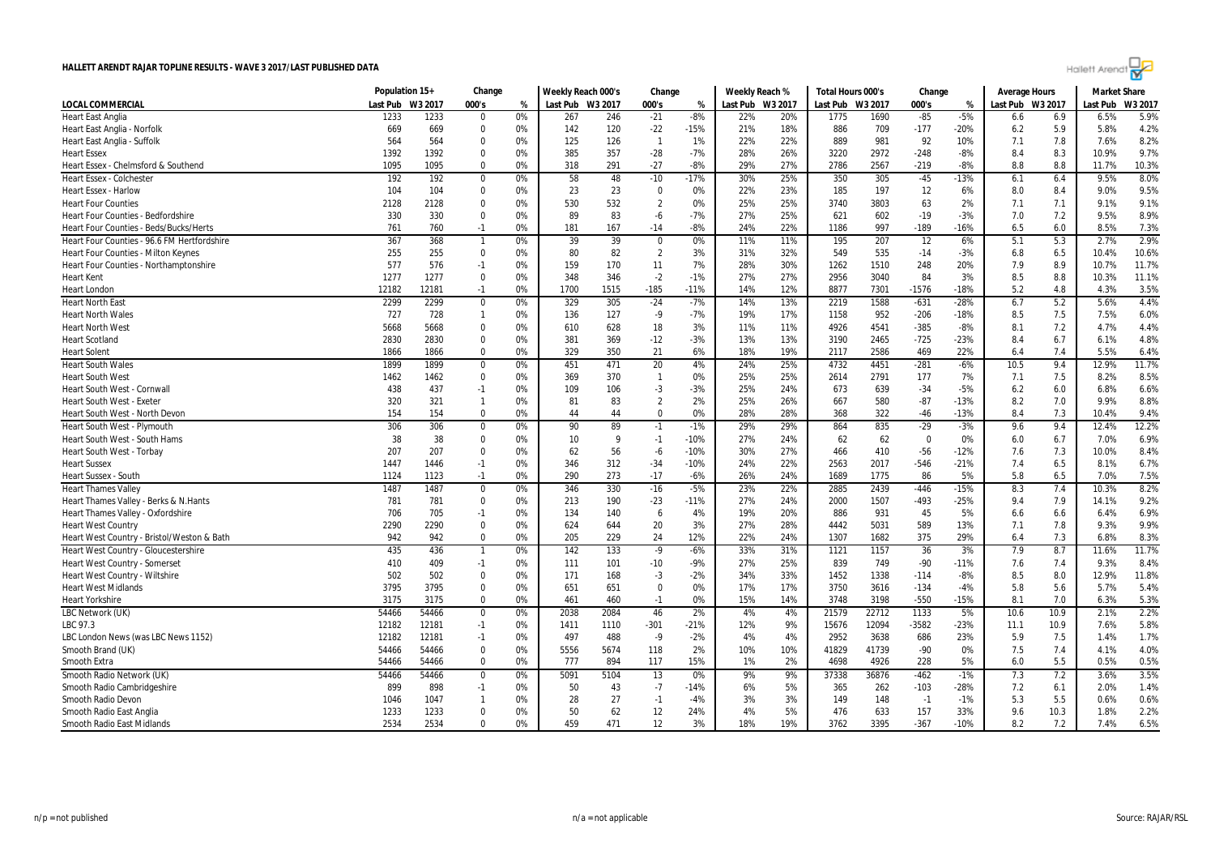# HALLETT ARENDT RAJAR TOPLINE RESULTS - WAVE 3 2017/LAST PUBLISHED DATA

| LOCAL COMMERCIAL | Population 15+ | | Change | | Weekly Reach 000's | | Change | | Weekly Reach % | | Total Hours 000's | | Change | | Average Hours | | Market Share | |
|---|---|---|---|---|---|---|---|---|---|---|---|---|---|---|---|---|---|---|
| | Last Pub | W3 2017 | 000's | % | Last Pub | W3 2017 | 000's | % | Last Pub | W3 2017 | Last Pub | W3 2017 | 000's | % | Last Pub | W3 2017 | Last Pub | W3 2017 |
| Heart East Anglia | 1233 | 1233 | 0 | 0% | 267 | 246 | -21 | -8% | 22% | 20% | 1775 | 1690 | -85 | -5% | 6.6 | 6.9 | 6.5% | 5.9% |
| Heart East Anglia - Norfolk | 669 | 669 | 0 | 0% | 142 | 120 | -22 | -15% | 21% | 18% | 886 | 709 | -177 | -20% | 6.2 | 5.9 | 5.8% | 4.2% |
| Heart East Anglia - Suffolk | 564 | 564 | 0 | 0% | 125 | 126 | 1 | 1% | 22% | 22% | 889 | 981 | 92 | 10% | 7.1 | 7.8 | 7.6% | 8.2% |
| Heart Essex | 1392 | 1392 | 0 | 0% | 385 | 357 | -28 | -7% | 28% | 26% | 3220 | 2972 | -248 | -8% | 8.4 | 8.3 | 10.9% | 9.7% |
| Heart Essex - Chelmsford & Southend | 1095 | 1095 | 0 | 0% | 318 | 291 | -27 | -8% | 29% | 27% | 2786 | 2567 | -219 | -8% | 8.8 | 8.8 | 11.7% | 10.3% |
| Heart Essex - Colchester | 192 | 192 | 0 | 0% | 58 | 48 | -10 | -17% | 30% | 25% | 350 | 305 | -45 | -13% | 6.1 | 6.4 | 9.5% | 8.0% |
| Heart Essex - Harlow | 104 | 104 | 0 | 0% | 23 | 23 | 0 | 0% | 22% | 23% | 185 | 197 | 12 | 6% | 8.0 | 8.4 | 9.0% | 9.5% |
| Heart Four Counties | 2128 | 2128 | 0 | 0% | 530 | 532 | 2 | 0% | 25% | 25% | 3740 | 3803 | 63 | 2% | 7.1 | 7.1 | 9.1% | 9.1% |
| Heart Four Counties - Bedfordshire | 330 | 330 | 0 | 0% | 89 | 83 | -6 | -7% | 27% | 25% | 621 | 602 | -19 | -3% | 7.0 | 7.2 | 9.5% | 8.9% |
| Heart Four Counties - Beds/Bucks/Herts | 761 | 760 | -1 | 0% | 181 | 167 | -14 | -8% | 24% | 22% | 1186 | 997 | -189 | -16% | 6.5 | 6.0 | 8.5% | 7.3% |
| Heart Four Counties - 96.6 FM Hertfordshire | 367 | 368 | 1 | 0% | 39 | 39 | 0 | 0% | 11% | 11% | 195 | 207 | 12 | 6% | 5.1 | 5.3 | 2.7% | 2.9% |
| Heart Four Counties - Milton Keynes | 255 | 255 | 0 | 0% | 80 | 82 | 2 | 3% | 31% | 32% | 549 | 535 | -14 | -3% | 6.8 | 6.5 | 10.4% | 10.6% |
| Heart Four Counties - Northamptonshire | 577 | 576 | -1 | 0% | 159 | 170 | 11 | 7% | 28% | 30% | 1262 | 1510 | 248 | 20% | 7.9 | 8.9 | 10.7% | 11.7% |
| Heart Kent | 1277 | 1277 | 0 | 0% | 348 | 346 | -2 | -1% | 27% | 27% | 2956 | 3040 | 84 | 3% | 8.5 | 8.8 | 10.3% | 11.1% |
| Heart London | 12182 | 12181 | -1 | 0% | 1700 | 1515 | -185 | -11% | 14% | 12% | 8877 | 7301 | -1576 | -18% | 5.2 | 4.8 | 4.3% | 3.5% |
| Heart North East | 2299 | 2299 | 0 | 0% | 329 | 305 | -24 | -7% | 14% | 13% | 2219 | 1588 | -631 | -28% | 6.7 | 5.2 | 5.6% | 4.4% |
| Heart North Wales | 727 | 728 | 1 | 0% | 136 | 127 | -9 | -7% | 19% | 17% | 1158 | 952 | -206 | -18% | 8.5 | 7.5 | 7.5% | 6.0% |
| Heart North West | 5668 | 5668 | 0 | 0% | 610 | 628 | 18 | 3% | 11% | 11% | 4926 | 4541 | -385 | -8% | 8.1 | 7.2 | 4.7% | 4.4% |
| Heart Scotland | 2830 | 2830 | 0 | 0% | 381 | 369 | -12 | -3% | 13% | 13% | 3190 | 2465 | -725 | -23% | 8.4 | 6.7 | 6.1% | 4.8% |
| Heart Solent | 1866 | 1866 | 0 | 0% | 329 | 350 | 21 | 6% | 18% | 19% | 2117 | 2586 | 469 | 22% | 6.4 | 7.4 | 5.5% | 6.4% |
| Heart South Wales | 1899 | 1899 | 0 | 0% | 451 | 471 | 20 | 4% | 24% | 25% | 4732 | 4451 | -281 | -6% | 10.5 | 9.4 | 12.9% | 11.7% |
| Heart South West | 1462 | 1462 | 0 | 0% | 369 | 370 | 1 | 0% | 25% | 25% | 2614 | 2791 | 177 | 7% | 7.1 | 7.5 | 8.2% | 8.5% |
| Heart South West - Cornwall | 438 | 437 | -1 | 0% | 109 | 106 | -3 | -3% | 25% | 24% | 673 | 639 | -34 | -5% | 6.2 | 6.0 | 6.8% | 6.6% |
| Heart South West - Exeter | 320 | 321 | 1 | 0% | 81 | 83 | 2 | 2% | 25% | 26% | 667 | 580 | -87 | -13% | 8.2 | 7.0 | 9.9% | 8.8% |
| Heart South West - North Devon | 154 | 154 | 0 | 0% | 44 | 44 | 0 | 0% | 28% | 28% | 368 | 322 | -46 | -13% | 8.4 | 7.3 | 10.4% | 9.4% |
| Heart South West - Plymouth | 306 | 306 | 0 | 0% | 90 | 89 | -1 | -1% | 29% | 29% | 864 | 835 | -29 | -3% | 9.6 | 9.4 | 12.4% | 12.2% |
| Heart South West - South Hams | 38 | 38 | 0 | 0% | 10 | 9 | -1 | -10% | 27% | 24% | 62 | 62 | 0 | 0% | 6.0 | 6.7 | 7.0% | 6.9% |
| Heart South West - Torbay | 207 | 207 | 0 | 0% | 62 | 56 | -6 | -10% | 30% | 27% | 466 | 410 | -56 | -12% | 7.6 | 7.3 | 10.0% | 8.4% |
| Heart Sussex | 1447 | 1446 | -1 | 0% | 346 | 312 | -34 | -10% | 24% | 22% | 2563 | 2017 | -546 | -21% | 7.4 | 6.5 | 8.1% | 6.7% |
| Heart Sussex - South | 1124 | 1123 | -1 | 0% | 290 | 273 | -17 | -6% | 26% | 24% | 1689 | 1775 | 86 | 5% | 5.8 | 6.5 | 7.0% | 7.5% |
| Heart Thames Valley | 1487 | 1487 | 0 | 0% | 346 | 330 | -16 | -5% | 23% | 22% | 2885 | 2439 | -446 | -15% | 8.3 | 7.4 | 10.3% | 8.2% |
| Heart Thames Valley - Berks & N.Hants | 781 | 781 | 0 | 0% | 213 | 190 | -23 | -11% | 27% | 24% | 2000 | 1507 | -493 | -25% | 9.4 | 7.9 | 14.1% | 9.2% |
| Heart Thames Valley - Oxfordshire | 706 | 705 | -1 | 0% | 134 | 140 | 6 | 4% | 19% | 20% | 886 | 931 | 45 | 5% | 6.6 | 6.6 | 6.4% | 6.9% |
| Heart West Country | 2290 | 2290 | 0 | 0% | 624 | 644 | 20 | 3% | 27% | 28% | 4442 | 5031 | 589 | 13% | 7.1 | 7.8 | 9.3% | 9.9% |
| Heart West Country - Bristol/Weston & Bath | 942 | 942 | 0 | 0% | 205 | 229 | 24 | 12% | 22% | 24% | 1307 | 1682 | 375 | 29% | 6.4 | 7.3 | 6.8% | 8.3% |
| Heart West Country - Gloucestershire | 435 | 436 | 1 | 0% | 142 | 133 | -9 | -6% | 33% | 31% | 1121 | 1157 | 36 | 3% | 7.9 | 8.7 | 11.6% | 11.7% |
| Heart West Country - Somerset | 410 | 409 | -1 | 0% | 111 | 101 | -10 | -9% | 27% | 25% | 839 | 749 | -90 | -11% | 7.6 | 7.4 | 9.3% | 8.4% |
| Heart West Country - Wiltshire | 502 | 502 | 0 | 0% | 171 | 168 | -3 | -2% | 34% | 33% | 1452 | 1338 | -114 | -8% | 8.5 | 8.0 | 12.9% | 11.8% |
| Heart West Midlands | 3795 | 3795 | 0 | 0% | 651 | 651 | 0 | 0% | 17% | 17% | 3750 | 3616 | -134 | -4% | 5.8 | 5.6 | 5.7% | 5.4% |
| Heart Yorkshire | 3175 | 3175 | 0 | 0% | 461 | 460 | -1 | 0% | 15% | 14% | 3748 | 3198 | -550 | -15% | 8.1 | 7.0 | 6.3% | 5.3% |
| LBC Network (UK) | 54466 | 54466 | 0 | 0% | 2038 | 2084 | 46 | 2% | 4% | 4% | 21579 | 22712 | 1133 | 5% | 10.6 | 10.9 | 2.1% | 2.2% |
| LBC 97.3 | 12182 | 12181 | -1 | 0% | 1411 | 1110 | -301 | -21% | 12% | 9% | 15676 | 12094 | -3582 | -23% | 11.1 | 10.9 | 7.6% | 5.8% |
| LBC London News (was LBC News 1152) | 12182 | 12181 | -1 | 0% | 497 | 488 | -9 | -2% | 4% | 4% | 2952 | 3638 | 686 | 23% | 5.9 | 7.5 | 1.4% | 1.7% |
| Smooth Brand (UK) | 54466 | 54466 | 0 | 0% | 5556 | 5674 | 118 | 2% | 10% | 10% | 41829 | 41739 | -90 | 0% | 7.5 | 7.4 | 4.1% | 4.0% |
| Smooth Extra | 54466 | 54466 | 0 | 0% | 777 | 894 | 117 | 15% | 1% | 2% | 4698 | 4926 | 228 | 5% | 6.0 | 5.5 | 0.5% | 0.5% |
| Smooth Radio Network (UK) | 54466 | 54466 | 0 | 0% | 5091 | 5104 | 13 | 0% | 9% | 9% | 37338 | 36876 | -462 | -1% | 7.3 | 7.2 | 3.6% | 3.5% |
| Smooth Radio Cambridgeshire | 899 | 898 | -1 | 0% | 50 | 43 | -7 | -14% | 6% | 5% | 365 | 262 | -103 | -28% | 7.2 | 6.1 | 2.0% | 1.4% |
| Smooth Radio Devon | 1046 | 1047 | 1 | 0% | 28 | 27 | -1 | -4% | 3% | 3% | 149 | 148 | -1 | -1% | 5.3 | 5.5 | 0.6% | 0.6% |
| Smooth Radio East Anglia | 1233 | 1233 | 0 | 0% | 50 | 62 | 12 | 24% | 4% | 5% | 476 | 633 | 157 | 33% | 9.6 | 10.3 | 1.8% | 2.2% |
| Smooth Radio East Midlands | 2534 | 2534 | 0 | 0% | 459 | 471 | 12 | 3% | 18% | 19% | 3762 | 3395 | -367 | -10% | 8.2 | 7.2 | 7.4% | 6.5% |

n/p = not published | n/a = not applicable | Source: RAJAR/RSL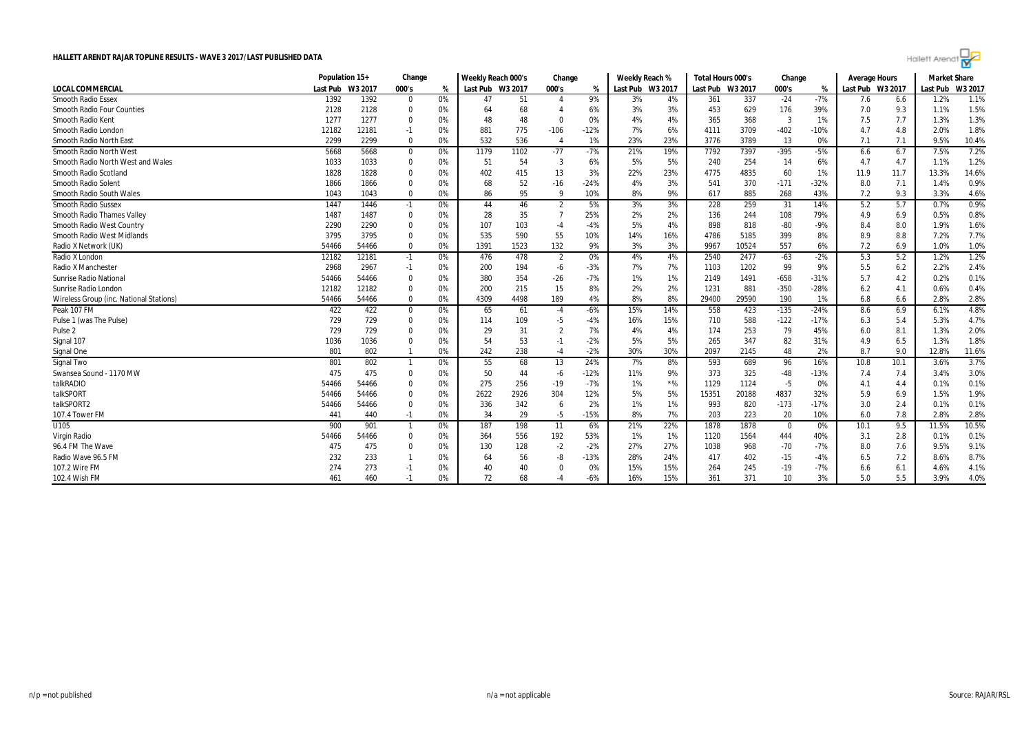# HALLETT ARENDT RAJAR TOPLINE RESULTS - WAVE 3 2017/LAST PUBLISHED DATA

| | Population 15+ | | Change | | Weekly Reach 000's | | Change | | Weekly Reach % | | Total Hours 000's | | Change | | Average Hours | | Market Share | |
|---|---|---|---|---|---|---|---|---|---|---|---|---|---|---|---|---|---|---|
| LOCAL COMMERCIAL | Last Pub | W3 2017 | 000's | % | Last Pub | W3 2017 | 000's | % | Last Pub | W3 2017 | Last Pub | W3 2017 | 000's | % | Last Pub | W3 2017 | Last Pub | W3 2017 |
| Smooth Radio Essex | 1392 | 1392 | 0 | 0% | 47 | 51 | 4 | 9% | 3% | 4% | 361 | 337 | -24 | -7% | 7.6 | 6.6 | 1.2% | 1.1% |
| Smooth Radio Four Counties | 2128 | 2128 | 0 | 0% | 64 | 68 | 4 | 6% | 3% | 3% | 453 | 629 | 176 | 39% | 7.0 | 9.3 | 1.1% | 1.5% |
| Smooth Radio Kent | 1277 | 1277 | 0 | 0% | 48 | 48 | 0 | 0% | 4% | 4% | 365 | 368 | 3 | 1% | 7.5 | 7.7 | 1.3% | 1.3% |
| Smooth Radio London | 12182 | 12181 | -1 | 0% | 881 | 775 | -106 | -12% | 7% | 6% | 4111 | 3709 | -402 | -10% | 4.7 | 4.8 | 2.0% | 1.8% |
| Smooth Radio North East | 2299 | 2299 | 0 | 0% | 532 | 536 | 4 | 1% | 23% | 23% | 3776 | 3789 | 13 | 0% | 7.1 | 7.1 | 9.5% | 10.4% |
| Smooth Radio North West | 5668 | 5668 | 0 | 0% | 1179 | 1102 | -77 | -7% | 21% | 19% | 7792 | 7397 | -395 | -5% | 6.6 | 6.7 | 7.5% | 7.2% |
| Smooth Radio North West and Wales | 1033 | 1033 | 0 | 0% | 51 | 54 | 3 | 6% | 5% | 5% | 240 | 254 | 14 | 6% | 4.7 | 4.7 | 1.1% | 1.2% |
| Smooth Radio Scotland | 1828 | 1828 | 0 | 0% | 402 | 415 | 13 | 3% | 22% | 23% | 4775 | 4835 | 60 | 1% | 11.9 | 11.7 | 13.3% | 14.6% |
| Smooth Radio Solent | 1866 | 1866 | 0 | 0% | 68 | 52 | -16 | -24% | 4% | 3% | 541 | 370 | -171 | -32% | 8.0 | 7.1 | 1.4% | 0.9% |
| Smooth Radio South Wales | 1043 | 1043 | 0 | 0% | 86 | 95 | 9 | 10% | 8% | 9% | 617 | 885 | 268 | 43% | 7.2 | 9.3 | 3.3% | 4.6% |
| Smooth Radio Sussex | 1447 | 1446 | -1 | 0% | 44 | 46 | 2 | 5% | 3% | 3% | 228 | 259 | 31 | 14% | 5.2 | 5.7 | 0.7% | 0.9% |
| Smooth Radio Thames Valley | 1487 | 1487 | 0 | 0% | 28 | 35 | 7 | 25% | 2% | 2% | 136 | 244 | 108 | 79% | 4.9 | 6.9 | 0.5% | 0.8% |
| Smooth Radio West Country | 2290 | 2290 | 0 | 0% | 107 | 103 | -4 | -4% | 5% | 4% | 898 | 818 | -80 | -9% | 8.4 | 8.0 | 1.9% | 1.6% |
| Smooth Radio West Midlands | 3795 | 3795 | 0 | 0% | 535 | 590 | 55 | 10% | 14% | 16% | 4786 | 5185 | 399 | 8% | 8.9 | 8.8 | 7.2% | 7.7% |
| Radio X Network (UK) | 54466 | 54466 | 0 | 0% | 1391 | 1523 | 132 | 9% | 3% | 3% | 9967 | 10524 | 557 | 6% | 7.2 | 6.9 | 1.0% | 1.0% |
| Radio X London | 12182 | 12181 | -1 | 0% | 476 | 478 | 2 | 0% | 4% | 4% | 2540 | 2477 | -63 | -2% | 5.3 | 5.2 | 1.2% | 1.2% |
| Radio X Manchester | 2968 | 2967 | -1 | 0% | 200 | 194 | -6 | -3% | 7% | 7% | 1103 | 1202 | 99 | 9% | 5.5 | 6.2 | 2.2% | 2.4% |
| Sunrise Radio National | 54466 | 54466 | 0 | 0% | 380 | 354 | -26 | -7% | 1% | 1% | 2149 | 1491 | -658 | -31% | 5.7 | 4.2 | 0.2% | 0.1% |
| Sunrise Radio London | 12182 | 12182 | 0 | 0% | 200 | 215 | 15 | 8% | 2% | 2% | 1231 | 881 | -350 | -28% | 6.2 | 4.1 | 0.6% | 0.4% |
| Wireless Group (inc. National Stations) | 54466 | 54466 | 0 | 0% | 4309 | 4498 | 189 | 4% | 8% | 8% | 29400 | 29590 | 190 | 1% | 6.8 | 6.6 | 2.8% | 2.8% |
| Peak 107 FM | 422 | 422 | 0 | 0% | 65 | 61 | -4 | -6% | 15% | 14% | 558 | 423 | -135 | -24% | 8.6 | 6.9 | 6.1% | 4.8% |
| Pulse 1 (was The Pulse) | 729 | 729 | 0 | 0% | 114 | 109 | -5 | -4% | 16% | 15% | 710 | 588 | -122 | -17% | 6.3 | 5.4 | 5.3% | 4.7% |
| Pulse 2 | 729 | 729 | 0 | 0% | 29 | 31 | 2 | 7% | 4% | 4% | 174 | 253 | 79 | 45% | 6.0 | 8.1 | 1.3% | 2.0% |
| Signal 107 | 1036 | 1036 | 0 | 0% | 54 | 53 | -1 | -2% | 5% | 5% | 265 | 347 | 82 | 31% | 4.9 | 6.5 | 1.3% | 1.8% |
| Signal One | 801 | 802 | 1 | 0% | 242 | 238 | -4 | -2% | 30% | 30% | 2097 | 2145 | 48 | 2% | 8.7 | 9.0 | 12.8% | 11.6% |
| Signal Two | 801 | 802 | 1 | 0% | 55 | 68 | 13 | 24% | 7% | 8% | 593 | 689 | 96 | 16% | 10.8 | 10.1 | 3.6% | 3.7% |
| Swansea Sound - 1170 MW | 475 | 475 | 0 | 0% | 50 | 44 | -6 | -12% | 11% | 9% | 373 | 325 | -48 | -13% | 7.4 | 7.4 | 3.4% | 3.0% |
| talkRADIO | 54466 | 54466 | 0 | 0% | 275 | 256 | -19 | -7% | 1% | *% | 1129 | 1124 | -5 | 0% | 4.1 | 4.4 | 0.1% | 0.1% |
| talkSPORT | 54466 | 54466 | 0 | 0% | 2622 | 2926 | 304 | 12% | 5% | 5% | 15351 | 20188 | 4837 | 32% | 5.9 | 6.9 | 1.5% | 1.9% |
| talkSPORT2 | 54466 | 54466 | 0 | 0% | 336 | 342 | 6 | 2% | 1% | 1% | 993 | 820 | -173 | -17% | 3.0 | 2.4 | 0.1% | 0.1% |
| 107.4 Tower FM | 441 | 440 | -1 | 0% | 34 | 29 | -5 | -15% | 8% | 7% | 203 | 223 | 20 | 10% | 6.0 | 7.8 | 2.8% | 2.8% |
| U105 | 900 | 901 | 1 | 0% | 187 | 198 | 11 | 6% | 21% | 22% | 1878 | 1878 | 0 | 0% | 10.1 | 9.5 | 11.5% | 10.5% |
| Virgin Radio | 54466 | 54466 | 0 | 0% | 364 | 556 | 192 | 53% | 1% | 1% | 1120 | 1564 | 444 | 40% | 3.1 | 2.8 | 0.1% | 0.1% |
| 96.4 FM The Wave | 475 | 475 | 0 | 0% | 130 | 128 | -2 | -2% | 27% | 27% | 1038 | 968 | -70 | -7% | 8.0 | 7.6 | 9.5% | 9.1% |
| Radio Wave 96.5 FM | 232 | 233 | 1 | 0% | 64 | 56 | -8 | -13% | 28% | 24% | 417 | 402 | -15 | -4% | 6.5 | 7.2 | 8.6% | 8.7% |
| 107.2 Wire FM | 274 | 273 | -1 | 0% | 40 | 40 | 0 | 0% | 15% | 15% | 264 | 245 | -19 | -7% | 6.6 | 6.1 | 4.6% | 4.1% |
| 102.4 Wish FM | 461 | 460 | -1 | 0% | 72 | 68 | -4 | -6% | 16% | 15% | 361 | 371 | 10 | 3% | 5.0 | 5.5 | 3.9% | 4.0% |

n/p = not published

n/a = not applicable

Source: RAJAR/RSL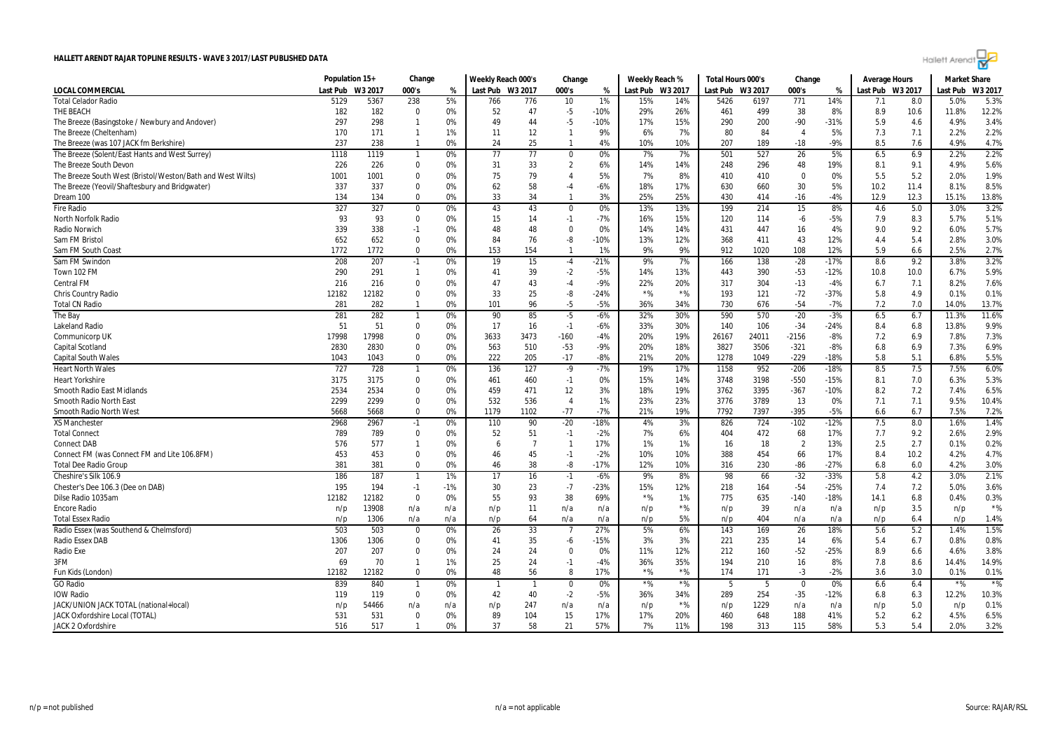**HALLETT ARENDT RAJAR TOPLINE RESULTS - WAVE 3 2017/LAST PUBLISHED DATA**

| LOCAL COMMERCIAL | Population 15+ | | Change | | Weekly Reach 000's | | Change | | Weekly Reach % | | Total Hours 000's | | Change | | Average Hours | | Market Share | |
|---|---|---|---|---|---|---|---|---|---|---|---|---|---|---|---|---|---|---|
| | Last Pub | W3 2017 | 000's | % | Last Pub | W3 2017 | 000's | % | Last Pub | W3 2017 | Last Pub | W3 2017 | 000's | % | Last Pub | W3 2017 | Last Pub | W3 2017 |
| Total Celador Radio | 5129 | 5367 | 238 | 5% | 766 | 776 | 10 | 1% | 15% | 14% | 5426 | 6197 | 771 | 14% | 7.1 | 8.0 | 5.0% | 5.3% |
| THE BEACH | 182 | 182 | 0 | 0% | 52 | 47 | -5 | -10% | 29% | 26% | 461 | 499 | 38 | 8% | 8.9 | 10.6 | 11.8% | 12.2% |
| The Breeze (Basingstoke / Newbury and Andover) | 297 | 298 | 1 | 0% | 49 | 44 | -5 | -10% | 17% | 15% | 290 | 200 | -90 | -31% | 5.9 | 4.6 | 4.9% | 3.4% |
| The Breeze (Cheltenham) | 170 | 171 | 1 | 1% | 11 | 12 | 1 | 9% | 6% | 7% | 80 | 84 | 4 | 5% | 7.3 | 7.1 | 2.2% | 2.2% |
| The Breeze (was 107 JACK fm Berkshire) | 237 | 238 | 1 | 0% | 24 | 25 | 1 | 4% | 10% | 10% | 207 | 189 | -18 | -9% | 8.5 | 7.6 | 4.9% | 4.7% |
| The Breeze (Solent/East Hants and West Surrey) | 1118 | 1119 | 1 | 0% | 77 | 77 | 0 | 0% | 7% | 7% | 501 | 527 | 26 | 5% | 6.5 | 6.9 | 2.2% | 2.2% |
| The Breeze South Devon | 226 | 226 | 0 | 0% | 31 | 33 | 2 | 6% | 14% | 14% | 248 | 296 | 48 | 19% | 8.1 | 9.1 | 4.9% | 5.6% |
| The Breeze South West (Bristol/Weston/Bath and West Wilts) | 1001 | 1001 | 0 | 0% | 75 | 79 | 4 | 5% | 7% | 8% | 410 | 410 | 0 | 0% | 5.5 | 5.2 | 2.0% | 1.9% |
| The Breeze (Yeovil/Shaftesbury and Bridgwater) | 337 | 337 | 0 | 0% | 62 | 58 | -4 | -6% | 18% | 17% | 630 | 660 | 30 | 5% | 10.2 | 11.4 | 8.1% | 8.5% |
| Dream 100 | 134 | 134 | 0 | 0% | 33 | 34 | 1 | 3% | 25% | 25% | 430 | 414 | -16 | -4% | 12.9 | 12.3 | 15.1% | 13.8% |
| Fire Radio | 327 | 327 | 0 | 0% | 43 | 43 | 0 | 0% | 13% | 13% | 199 | 214 | 15 | 8% | 4.6 | 5.0 | 3.0% | 3.2% |
| North Norfolk Radio | 93 | 93 | 0 | 0% | 15 | 14 | -1 | -7% | 16% | 15% | 120 | 114 | -6 | -5% | 7.9 | 8.3 | 5.7% | 5.1% |
| Radio Norwich | 339 | 338 | -1 | 0% | 48 | 48 | 0 | 0% | 14% | 14% | 431 | 447 | 16 | 4% | 9.0 | 9.2 | 6.0% | 5.7% |
| Sam FM Bristol | 652 | 652 | 0 | 0% | 84 | 76 | -8 | -10% | 13% | 12% | 368 | 411 | 43 | 12% | 4.4 | 5.4 | 2.8% | 3.0% |
| Sam FM South Coast | 1772 | 1772 | 0 | 0% | 153 | 154 | 1 | 1% | 9% | 9% | 912 | 1020 | 108 | 12% | 5.9 | 6.6 | 2.5% | 2.7% |
| Sam FM Swindon | 208 | 207 | -1 | 0% | 19 | 15 | -4 | -21% | 9% | 7% | 166 | 138 | -28 | -17% | 8.6 | 9.2 | 3.8% | 3.2% |
| Town 102 FM | 290 | 291 | 1 | 0% | 41 | 39 | -2 | -5% | 14% | 13% | 443 | 390 | -53 | -12% | 10.8 | 10.0 | 6.7% | 5.9% |
| Central FM | 216 | 216 | 0 | 0% | 47 | 43 | -4 | -9% | 22% | 20% | 317 | 304 | -13 | -4% | 6.7 | 7.1 | 8.2% | 7.6% |
| Chris Country Radio | 12182 | 12182 | 0 | 0% | 33 | 25 | -8 | -24% | *% | *% | 193 | 121 | -72 | -37% | 5.8 | 4.9 | 0.1% | 0.1% |
| Total CN Radio | 281 | 282 | 1 | 0% | 101 | 96 | -5 | -5% | 36% | 34% | 730 | 676 | -54 | -7% | 7.2 | 7.0 | 14.0% | 13.7% |
| The Bay | 281 | 282 | 1 | 0% | 90 | 85 | -5 | -6% | 32% | 30% | 590 | 570 | -20 | -3% | 6.5 | 6.7 | 11.3% | 11.6% |
| Lakeland Radio | 51 | 51 | 0 | 0% | 17 | 16 | -1 | -6% | 33% | 30% | 140 | 106 | -34 | -24% | 8.4 | 6.8 | 13.8% | 9.9% |
| Communicorp UK | 17998 | 17998 | 0 | 0% | 3633 | 3473 | -160 | -4% | 20% | 19% | 26167 | 24011 | -2156 | -8% | 7.2 | 6.9 | 7.8% | 7.3% |
| Capital Scotland | 2830 | 2830 | 0 | 0% | 563 | 510 | -53 | -9% | 20% | 18% | 3827 | 3506 | -321 | -8% | 6.8 | 6.9 | 7.3% | 6.9% |
| Capital South Wales | 1043 | 1043 | 0 | 0% | 222 | 205 | -17 | -8% | 21% | 20% | 1278 | 1049 | -229 | -18% | 5.8 | 5.1 | 6.8% | 5.5% |
| Heart North Wales | 727 | 728 | 1 | 0% | 136 | 127 | -9 | -7% | 19% | 17% | 1158 | 952 | -206 | -18% | 8.5 | 7.5 | 7.5% | 6.0% |
| Heart Yorkshire | 3175 | 3175 | 0 | 0% | 461 | 460 | -1 | 0% | 15% | 14% | 3748 | 3198 | -550 | -15% | 8.1 | 7.0 | 6.3% | 5.3% |
| Smooth Radio East Midlands | 2534 | 2534 | 0 | 0% | 459 | 471 | 12 | 3% | 18% | 19% | 3762 | 3395 | -367 | -10% | 8.2 | 7.2 | 7.4% | 6.5% |
| Smooth Radio North East | 2299 | 2299 | 0 | 0% | 532 | 536 | 4 | 1% | 23% | 23% | 3776 | 3789 | 13 | 0% | 7.1 | 7.1 | 9.5% | 10.4% |
| Smooth Radio North West | 5668 | 5668 | 0 | 0% | 1179 | 1102 | -77 | -7% | 21% | 19% | 7792 | 7397 | -395 | -5% | 6.6 | 6.7 | 7.5% | 7.2% |
| XS Manchester | 2968 | 2967 | -1 | 0% | 110 | 90 | -20 | -18% | 4% | 3% | 826 | 724 | -102 | -12% | 7.5 | 8.0 | 1.6% | 1.4% |
| Total Connect | 789 | 789 | 0 | 0% | 52 | 51 | -1 | -2% | 7% | 6% | 404 | 472 | 68 | 17% | 7.7 | 9.2 | 2.6% | 2.9% |
| Connect DAB | 576 | 577 | 1 | 0% | 6 | 7 | 1 | 17% | 1% | 1% | 16 | 18 | 2 | 13% | 2.5 | 2.7 | 0.1% | 0.2% |
| Connect FM (was Connect FM and Lite 106.8FM) | 453 | 453 | 0 | 0% | 46 | 45 | -1 | -2% | 10% | 10% | 388 | 454 | 66 | 17% | 8.4 | 10.2 | 4.2% | 4.7% |
| Total Dee Radio Group | 381 | 381 | 0 | 0% | 46 | 38 | -8 | -17% | 12% | 10% | 316 | 230 | -86 | -27% | 6.8 | 6.0 | 4.2% | 3.0% |
| Cheshire's Silk 106.9 | 186 | 187 | 1 | 1% | 17 | 16 | -1 | -6% | 9% | 8% | 98 | 66 | -32 | -33% | 5.8 | 4.2 | 3.0% | 2.1% |
| Chester's Dee 106.3 (Dee on DAB) | 195 | 194 | -1 | -1% | 30 | 23 | -7 | -23% | 15% | 12% | 218 | 164 | -54 | -25% | 7.4 | 7.2 | 5.0% | 3.6% |
| Dilse Radio 1035am | 12182 | 12182 | 0 | 0% | 55 | 93 | 38 | 69% | *% | 1% | 775 | 635 | -140 | -18% | 14.1 | 6.8 | 0.4% | 0.3% |
| Encore Radio | n/p | 13908 | n/a | n/a | n/p | 11 | n/a | n/a | n/p | *% | n/p | 39 | n/a | n/a | n/p | 3.5 | n/p | *% |
| Total Essex Radio | n/p | 1306 | n/a | n/a | n/p | 64 | n/a | n/a | n/p | 5% | n/p | 404 | n/a | n/a | n/p | 6.4 | n/p | 1.4% |
| Radio Essex (was Southend & Chelmsford) | 503 | 503 | 0 | 0% | 26 | 33 | 7 | 27% | 5% | 6% | 143 | 169 | 26 | 18% | 5.6 | 5.2 | 1.4% | 1.5% |
| Radio Essex DAB | 1306 | 1306 | 0 | 0% | 41 | 35 | -6 | -15% | 3% | 3% | 221 | 235 | 14 | 6% | 5.4 | 6.7 | 0.8% | 0.8% |
| Radio Exe | 207 | 207 | 0 | 0% | 24 | 24 | 0 | 0% | 11% | 12% | 212 | 160 | -52 | -25% | 8.9 | 6.6 | 4.6% | 3.8% |
| 3FM | 69 | 70 | 1 | 1% | 25 | 24 | -1 | -4% | 36% | 35% | 194 | 210 | 16 | 8% | 7.8 | 8.6 | 14.4% | 14.9% |
| Fun Kids (London) | 12182 | 12182 | 0 | 0% | 48 | 56 | 8 | 17% | *% | *% | 174 | 171 | -3 | -2% | 3.6 | 3.0 | 0.1% | 0.1% |
| GO Radio | 839 | 840 | 1 | 0% | 1 | 1 | 0 | 0% | *% | *% | 5 | 5 | 0 | 0% | 6.6 | 6.4 | *% | *% |
| IOW Radio | 119 | 119 | 0 | 0% | 42 | 40 | -2 | -5% | 36% | 34% | 289 | 254 | -35 | -12% | 6.8 | 6.3 | 12.2% | 10.3% |
| JACK/UNION JACK TOTAL (national+local) | n/p | 54466 | n/a | n/a | n/p | 247 | n/a | n/a | n/p | *% | n/p | 1229 | n/a | n/a | n/p | 5.0 | n/p | 0.1% |
| JACK Oxfordshire Local (TOTAL) | 531 | 531 | 0 | 0% | 89 | 104 | 15 | 17% | 17% | 20% | 460 | 648 | 188 | 41% | 5.2 | 6.2 | 4.5% | 6.5% |
| JACK 2 Oxfordshire | 516 | 517 | 1 | 0% | 37 | 58 | 21 | 57% | 7% | 11% | 198 | 313 | 115 | 58% | 5.3 | 5.4 | 2.0% | 3.2% |

n/p = not published    n/a = not applicable    Source: RAJAR/RSL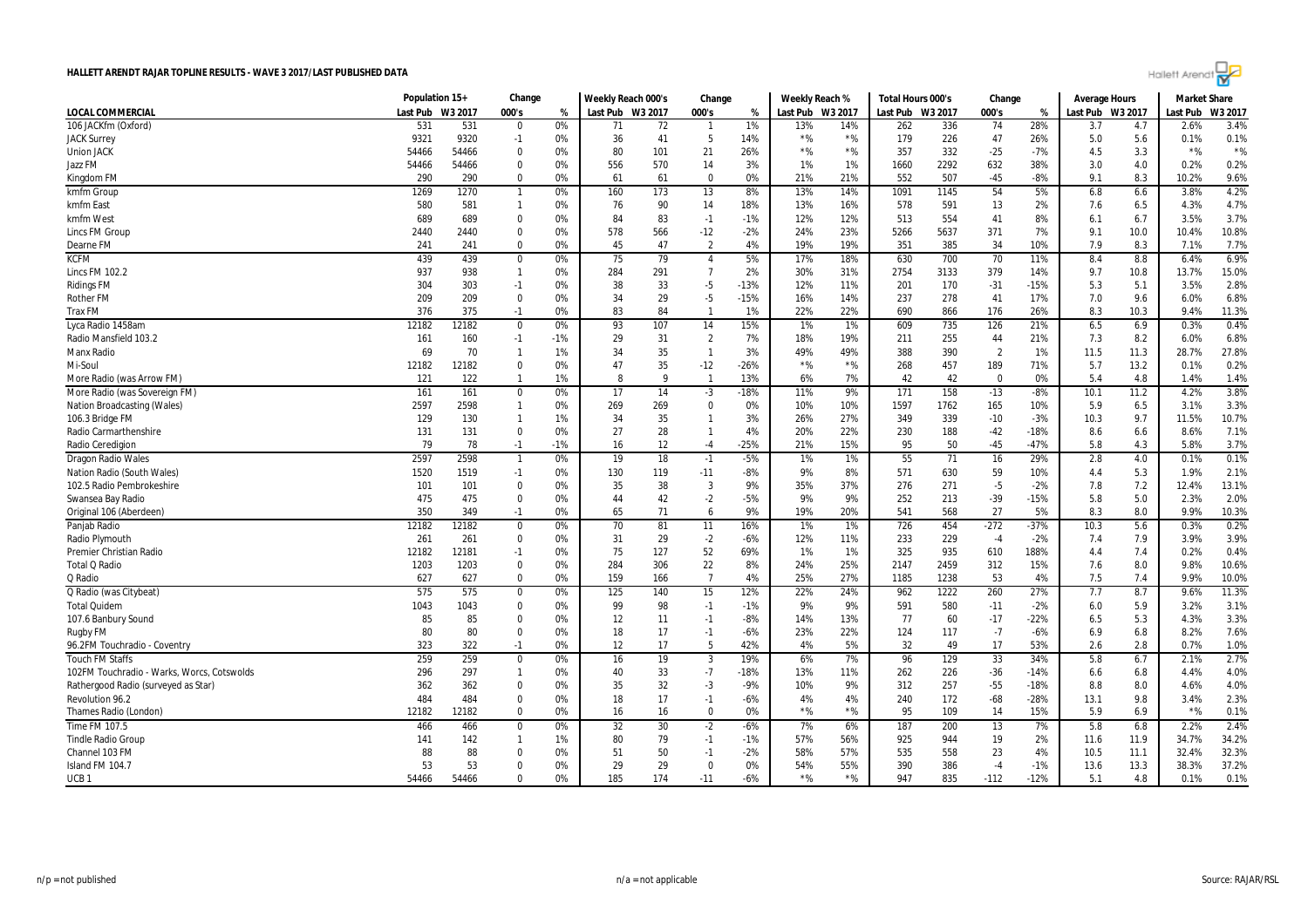# HALLETT ARENDT RAJAR TOPLINE RESULTS - WAVE 3 2017/LAST PUBLISHED DATA

| | Population 15+ | | Change | | Weekly Reach 000's | | Change | | Weekly Reach % | | Total Hours 000's | | Change | | Average Hours | | Market Share | |
|---|---|---|---|---|---|---|---|---|---|---|---|---|---|---|---|---|---|---|
| LOCAL COMMERCIAL | Last Pub | W3 2017 | 000's | % | Last Pub | W3 2017 | 000's | % | Last Pub | W3 2017 | Last Pub | W3 2017 | 000's | % | Last Pub | W3 2017 | Last Pub | W3 2017 |
| 106 JACKfm (Oxford) | 531 | 531 | 0 | 0% | 71 | 72 | 1 | 1% | 13% | 14% | 262 | 336 | 74 | 28% | 3.7 | 4.7 | 2.6% | 3.4% |
| JACK Surrey | 9321 | 9320 | -1 | 0% | 36 | 41 | 5 | 14% | *% | *% | 179 | 226 | 47 | 26% | 5.0 | 5.6 | 0.1% | 0.1% |
| Union JACK | 54466 | 54466 | 0 | 0% | 80 | 101 | 21 | 26% | *% | *% | 357 | 332 | -25 | -7% | 4.5 | 3.3 | *% | *% |
| Jazz FM | 54466 | 54466 | 0 | 0% | 556 | 570 | 14 | 3% | 1% | 1% | 1660 | 2292 | 632 | 38% | 3.0 | 4.0 | 0.2% | 0.2% |
| Kingdom FM | 290 | 290 | 0 | 0% | 61 | 61 | 0 | 0% | 21% | 21% | 552 | 507 | -45 | -8% | 9.1 | 8.3 | 10.2% | 9.6% |
| kmfm Group | 1269 | 1270 | 1 | 0% | 160 | 173 | 13 | 8% | 13% | 14% | 1091 | 1145 | 54 | 5% | 6.8 | 6.6 | 3.8% | 4.2% |
| kmfm East | 580 | 581 | 1 | 0% | 76 | 90 | 14 | 18% | 13% | 16% | 578 | 591 | 13 | 2% | 7.6 | 6.5 | 4.3% | 4.7% |
| kmfm West | 689 | 689 | 0 | 0% | 84 | 83 | -1 | -1% | 12% | 12% | 513 | 554 | 41 | 8% | 6.1 | 6.7 | 3.5% | 3.7% |
| Lincs FM Group | 2440 | 2440 | 0 | 0% | 578 | 566 | -12 | -2% | 24% | 23% | 5266 | 5637 | 371 | 7% | 9.1 | 10.0 | 10.4% | 10.8% |
| Dearne FM | 241 | 241 | 0 | 0% | 45 | 47 | 2 | 4% | 19% | 19% | 351 | 385 | 34 | 10% | 7.9 | 8.3 | 7.1% | 7.7% |
| KCFM | 439 | 439 | 0 | 0% | 75 | 79 | 4 | 5% | 17% | 18% | 630 | 700 | 70 | 11% | 8.4 | 8.8 | 6.4% | 6.9% |
| Lincs FM 102.2 | 937 | 938 | 1 | 0% | 284 | 291 | 7 | 2% | 30% | 31% | 2754 | 3133 | 379 | 14% | 9.7 | 10.8 | 13.7% | 15.0% |
| Ridings FM | 304 | 303 | -1 | 0% | 38 | 33 | -5 | -13% | 12% | 11% | 201 | 170 | -31 | -15% | 5.3 | 5.1 | 3.5% | 2.8% |
| Rother FM | 209 | 209 | 0 | 0% | 34 | 29 | -5 | -15% | 16% | 14% | 237 | 278 | 41 | 17% | 7.0 | 9.6 | 6.0% | 6.8% |
| Trax FM | 376 | 375 | -1 | 0% | 83 | 84 | 1 | 1% | 22% | 22% | 690 | 866 | 176 | 26% | 8.3 | 10.3 | 9.4% | 11.3% |
| Lyca Radio 1458am | 12182 | 12182 | 0 | 0% | 93 | 107 | 14 | 15% | 1% | 1% | 609 | 735 | 126 | 21% | 6.5 | 6.9 | 0.3% | 0.4% |
| Radio Mansfield 103.2 | 161 | 160 | -1 | -1% | 29 | 31 | 2 | 7% | 18% | 19% | 211 | 255 | 44 | 21% | 7.3 | 8.2 | 6.0% | 6.8% |
| Manx Radio | 69 | 70 | 1 | 1% | 34 | 35 | 1 | 3% | 49% | 49% | 388 | 390 | 2 | 1% | 11.5 | 11.3 | 28.7% | 27.8% |
| Mi-Soul | 12182 | 12182 | 0 | 0% | 47 | 35 | -12 | -26% | *% | *% | 268 | 457 | 189 | 71% | 5.7 | 13.2 | 0.1% | 0.2% |
| More Radio (was Arrow FM) | 121 | 122 | 1 | 1% | 8 | 9 | 1 | 13% | 6% | 7% | 42 | 42 | 0 | 0% | 5.4 | 4.8 | 1.4% | 1.4% |
| More Radio (was Sovereign FM) | 161 | 161 | 0 | 0% | 17 | 14 | -3 | -18% | 11% | 9% | 171 | 158 | -13 | -8% | 10.1 | 11.2 | 4.2% | 3.8% |
| Nation Broadcasting (Wales) | 2597 | 2598 | 1 | 0% | 269 | 269 | 0 | 0% | 10% | 10% | 1597 | 1762 | 165 | 10% | 5.9 | 6.5 | 3.1% | 3.3% |
| 106.3 Bridge FM | 129 | 130 | 1 | 1% | 34 | 35 | 1 | 3% | 26% | 27% | 349 | 339 | -10 | -3% | 10.3 | 9.7 | 11.5% | 10.7% |
| Radio Carmarthenshire | 131 | 131 | 0 | 0% | 27 | 28 | 1 | 4% | 20% | 22% | 230 | 188 | -42 | -18% | 8.6 | 6.6 | 8.6% | 7.1% |
| Radio Ceredigion | 79 | 78 | -1 | -1% | 16 | 12 | -4 | -25% | 21% | 15% | 95 | 50 | -45 | -47% | 5.8 | 4.3 | 5.8% | 3.7% |
| Dragon Radio Wales | 2597 | 2598 | 1 | 0% | 19 | 18 | -1 | -5% | 1% | 1% | 55 | 71 | 16 | 29% | 2.8 | 4.0 | 0.1% | 0.1% |
| Nation Radio (South Wales) | 1520 | 1519 | -1 | 0% | 130 | 119 | -11 | -8% | 9% | 8% | 571 | 630 | 59 | 10% | 4.4 | 5.3 | 1.9% | 2.1% |
| 102.5 Radio Pembrokeshire | 101 | 101 | 0 | 0% | 35 | 38 | 3 | 9% | 35% | 37% | 276 | 271 | -5 | -2% | 7.8 | 7.2 | 12.4% | 13.1% |
| Swansea Bay Radio | 475 | 475 | 0 | 0% | 44 | 42 | -2 | -5% | 9% | 9% | 252 | 213 | -39 | -15% | 5.8 | 5.0 | 2.3% | 2.0% |
| Original 106 (Aberdeen) | 350 | 349 | -1 | 0% | 65 | 71 | 6 | 9% | 19% | 20% | 541 | 568 | 27 | 5% | 8.3 | 8.0 | 9.9% | 10.3% |
| Panjab Radio | 12182 | 12182 | 0 | 0% | 70 | 81 | 11 | 16% | 1% | 1% | 726 | 454 | -272 | -37% | 10.3 | 5.6 | 0.3% | 0.2% |
| Radio Plymouth | 261 | 261 | 0 | 0% | 31 | 29 | -2 | -6% | 12% | 11% | 233 | 229 | -4 | -2% | 7.4 | 7.9 | 3.9% | 3.9% |
| Premier Christian Radio | 12182 | 12181 | -1 | 0% | 75 | 127 | 52 | 69% | 1% | 1% | 325 | 935 | 610 | 188% | 4.4 | 7.4 | 0.2% | 0.4% |
| Total Q Radio | 1203 | 1203 | 0 | 0% | 284 | 306 | 22 | 8% | 24% | 25% | 2147 | 2459 | 312 | 15% | 7.6 | 8.0 | 9.8% | 10.6% |
| Q Radio | 627 | 627 | 0 | 0% | 159 | 166 | 7 | 4% | 25% | 27% | 1185 | 1238 | 53 | 4% | 7.5 | 7.4 | 9.9% | 10.0% |
| Q Radio (was Citybeat) | 575 | 575 | 0 | 0% | 125 | 140 | 15 | 12% | 22% | 24% | 962 | 1222 | 260 | 27% | 7.7 | 8.7 | 9.6% | 11.3% |
| Total Quidem | 1043 | 1043 | 0 | 0% | 99 | 98 | -1 | -1% | 9% | 9% | 591 | 580 | -11 | -2% | 6.0 | 5.9 | 3.2% | 3.1% |
| 107.6 Banbury Sound | 85 | 85 | 0 | 0% | 12 | 11 | -1 | -8% | 14% | 13% | 77 | 60 | -17 | -22% | 6.5 | 5.3 | 4.3% | 3.3% |
| Rugby FM | 80 | 80 | 0 | 0% | 18 | 17 | -1 | -6% | 23% | 22% | 124 | 117 | -7 | -6% | 6.9 | 6.8 | 8.2% | 7.6% |
| 96.2FM Touchradio - Coventry | 323 | 322 | -1 | 0% | 12 | 17 | 5 | 42% | 4% | 5% | 32 | 49 | 17 | 53% | 2.6 | 2.8 | 0.7% | 1.0% |
| Touch FM Staffs | 259 | 259 | 0 | 0% | 16 | 19 | 3 | 19% | 6% | 7% | 96 | 129 | 33 | 34% | 5.8 | 6.7 | 2.1% | 2.7% |
| 102FM Touchradio - Warks, Worcs, Cotswolds | 296 | 297 | 1 | 0% | 40 | 33 | -7 | -18% | 13% | 11% | 262 | 226 | -36 | -14% | 6.6 | 6.8 | 4.4% | 4.0% |
| Rathergood Radio (surveyed as Star) | 362 | 362 | 0 | 0% | 35 | 32 | -3 | -9% | 10% | 9% | 312 | 257 | -55 | -18% | 8.8 | 8.0 | 4.6% | 4.0% |
| Revolution 96.2 | 484 | 484 | 0 | 0% | 18 | 17 | -1 | -6% | 4% | 4% | 240 | 172 | -68 | -28% | 13.1 | 9.8 | 3.4% | 2.3% |
| Thames Radio (London) | 12182 | 12182 | 0 | 0% | 16 | 16 | 0 | 0% | *% | *% | 95 | 109 | 14 | 15% | 5.9 | 6.9 | *% | 0.1% |
| Time FM 107.5 | 466 | 466 | 0 | 0% | 32 | 30 | -2 | -6% | 7% | 6% | 187 | 200 | 13 | 7% | 5.8 | 6.8 | 2.2% | 2.4% |
| Tindle Radio Group | 141 | 142 | 1 | 1% | 80 | 79 | -1 | -1% | 57% | 56% | 925 | 944 | 19 | 2% | 11.6 | 11.9 | 34.7% | 34.2% |
| Channel 103 FM | 88 | 88 | 0 | 0% | 51 | 50 | -1 | -2% | 58% | 57% | 535 | 558 | 23 | 4% | 10.5 | 11.1 | 32.4% | 32.3% |
| Island FM 104.7 | 53 | 53 | 0 | 0% | 29 | 29 | 0 | 0% | 54% | 55% | 390 | 386 | -4 | -1% | 13.6 | 13.3 | 38.3% | 37.2% |
| UCB 1 | 54466 | 54466 | 0 | 0% | 185 | 174 | -11 | -6% | *% | *% | 947 | 835 | -112 | -12% | 5.1 | 4.8 | 0.1% | 0.1% |

n/p = not published | n/a = not applicable | Source: RAJAR/RSL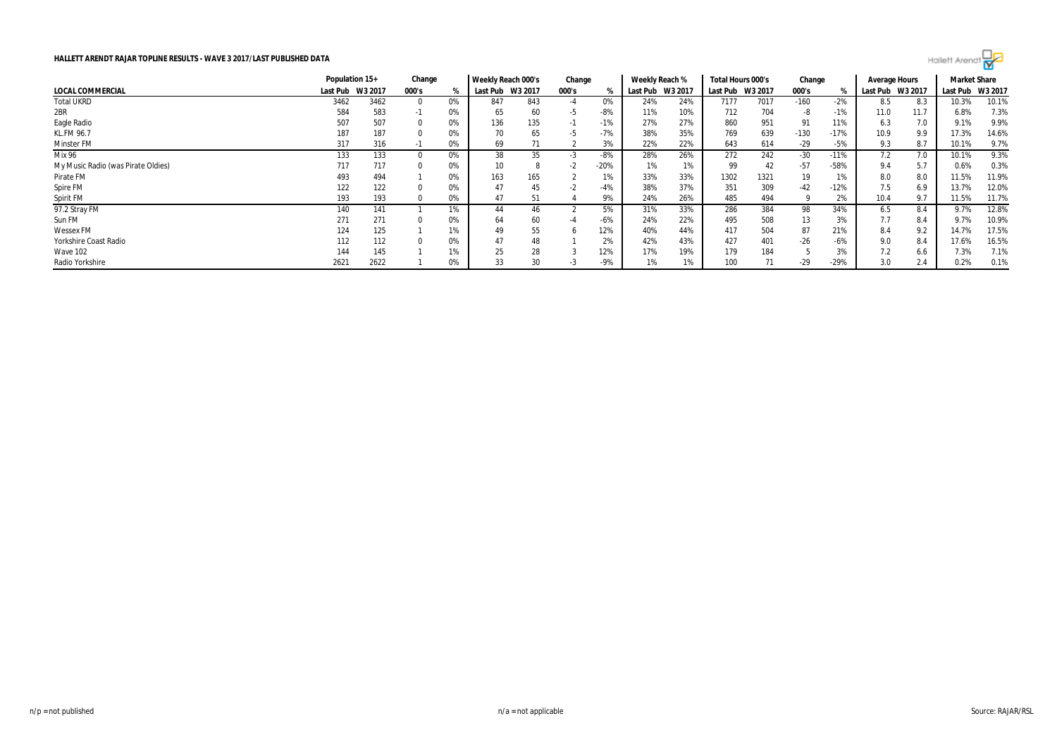**HALLETT ARENDT RAJAR TOPLINE RESULTS - WAVE 3 2017/LAST PUBLISHED DATA**

| | Population 15+ | | Change | | Weekly Reach 000's | | Change | | Weekly Reach % | | Total Hours 000's | | Change | | Average Hours | | Market Share | |
|---|---|---|---|---|---|---|---|---|---|---|---|---|---|---|---|---|---|---|
| LOCAL COMMERCIAL | Last Pub | W3 2017 | 000's | % | Last Pub | W3 2017 | 000's | % | Last Pub | W3 2017 | Last Pub | W3 2017 | 000's | % | Last Pub | W3 2017 | Last Pub | W3 2017 |
| Total UKRD | 3462 | 3462 | 0 | 0% | 847 | 843 | -4 | 0% | 24% | 24% | 7177 | 7017 | -160 | -2% | 8.5 | 8.3 | 10.3% | 10.1% |
| 2BR | 584 | 583 | -1 | 0% | 65 | 60 | -5 | -8% | 11% | 10% | 712 | 704 | -8 | -1% | 11.0 | 11.7 | 6.8% | 7.3% |
| Eagle Radio | 507 | 507 | 0 | 0% | 136 | 135 | -1 | -1% | 27% | 27% | 860 | 951 | 91 | 11% | 6.3 | 7.0 | 9.1% | 9.9% |
| KL.FM 96.7 | 187 | 187 | 0 | 0% | 70 | 65 | -5 | -7% | 38% | 35% | 769 | 639 | -130 | -17% | 10.9 | 9.9 | 17.3% | 14.6% |
| Minster FM | 317 | 316 | -1 | 0% | 69 | 71 | 2 | 3% | 22% | 22% | 643 | 614 | -29 | -5% | 9.3 | 8.7 | 10.1% | 9.7% |
| Mix 96 | 133 | 133 | 0 | 0% | 38 | 35 | -3 | -8% | 28% | 26% | 272 | 242 | -30 | -11% | 7.2 | 7.0 | 10.1% | 9.3% |
| My Music Radio (was Pirate Oldies) | 717 | 717 | 0 | 0% | 10 | 8 | -2 | -20% | 1% | 1% | 99 | 42 | -57 | -58% | 9.4 | 5.7 | 0.6% | 0.3% |
| Pirate FM | 493 | 494 | 1 | 0% | 163 | 165 | 2 | 1% | 33% | 33% | 1302 | 1321 | 19 | 1% | 8.0 | 8.0 | 11.5% | 11.9% |
| Spire FM | 122 | 122 | 0 | 0% | 47 | 45 | -2 | -4% | 38% | 37% | 351 | 309 | -42 | -12% | 7.5 | 6.9 | 13.7% | 12.0% |
| Spirit FM | 193 | 193 | 0 | 0% | 47 | 51 | 4 | 9% | 24% | 26% | 485 | 494 | 9 | 2% | 10.4 | 9.7 | 11.5% | 11.7% |
| 97.2 Stray FM | 140 | 141 | 1 | 1% | 44 | 46 | 2 | 5% | 31% | 33% | 286 | 384 | 98 | 34% | 6.5 | 8.4 | 9.7% | 12.8% |
| Sun FM | 271 | 271 | 0 | 0% | 64 | 60 | -4 | -6% | 24% | 22% | 495 | 508 | 13 | 3% | 7.7 | 8.4 | 9.7% | 10.9% |
| Wessex FM | 124 | 125 | 1 | 1% | 49 | 55 | 6 | 12% | 40% | 44% | 417 | 504 | 87 | 21% | 8.4 | 9.2 | 14.7% | 17.5% |
| Yorkshire Coast Radio | 112 | 112 | 0 | 0% | 47 | 48 | 1 | 2% | 42% | 43% | 427 | 401 | -26 | -6% | 9.0 | 8.4 | 17.6% | 16.5% |
| Wave 102 | 144 | 145 | 1 | 1% | 25 | 28 | 3 | 12% | 17% | 19% | 179 | 184 | 5 | 3% | 7.2 | 6.6 | 7.3% | 7.1% |
| Radio Yorkshire | 2621 | 2622 | 1 | 0% | 33 | 30 | -3 | -9% | 1% | 1% | 100 | 71 | -29 | -29% | 3.0 | 2.4 | 0.2% | 0.1% |

n/p = not published    n/a = not applicable    Source: RAJAR/RSL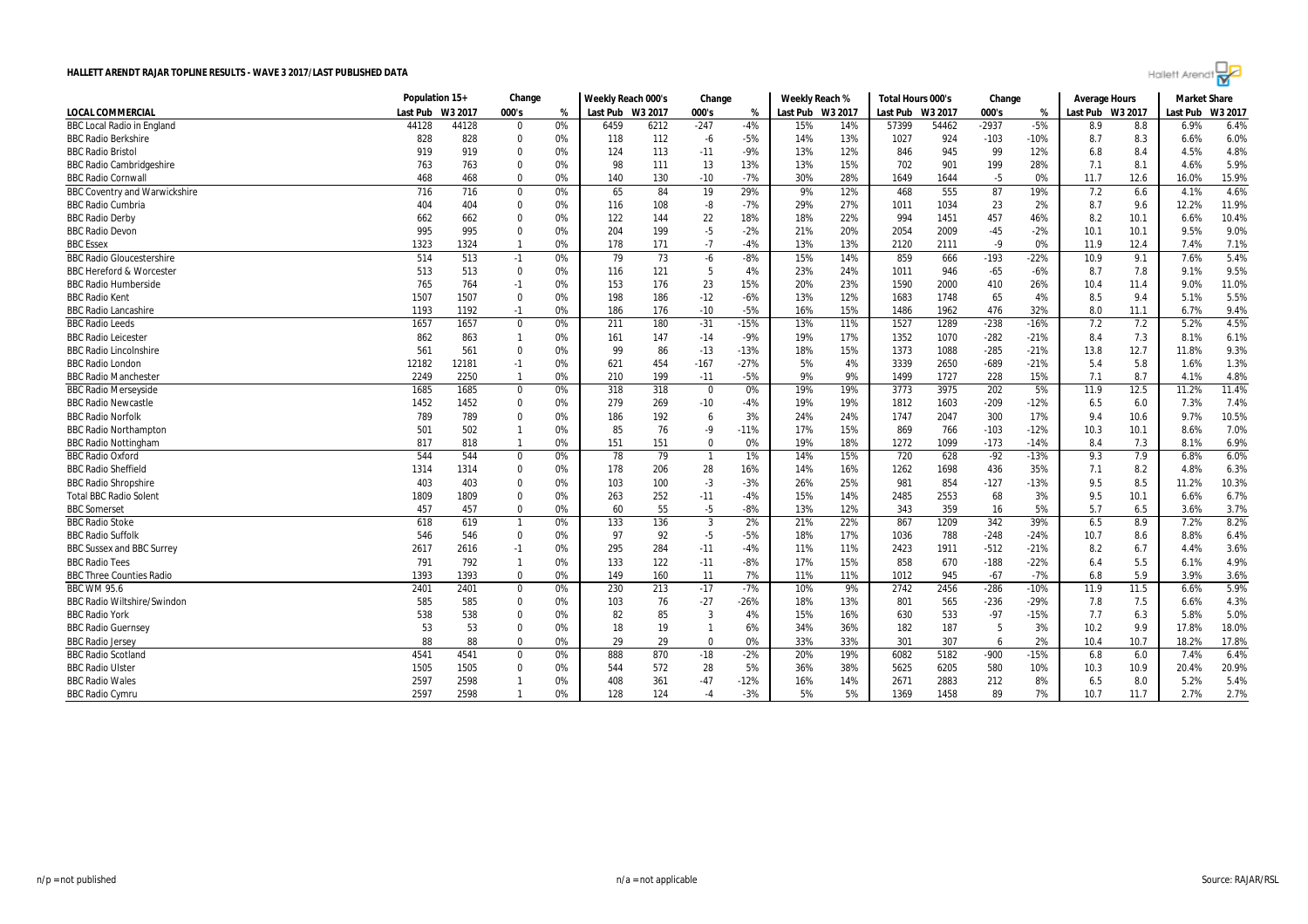# HALLETT ARENDT RAJAR TOPLINE RESULTS - WAVE 3 2017/LAST PUBLISHED DATA

| | Population 15+ | | Change | | Weekly Reach 000's | | Change | | Weekly Reach % | | Total Hours 000's | | Change | | Average Hours | | Market Share | |
|---|---|---|---|---|---|---|---|---|---|---|---|---|---|---|---|---|---|---|
| LOCAL COMMERCIAL | Last Pub | W3 2017 | 000's | % | Last Pub | W3 2017 | 000's | % | Last Pub | W3 2017 | Last Pub | W3 2017 | 000's | % | Last Pub | W3 2017 | Last Pub | W3 2017 |
| BBC Local Radio in England | 44128 | 44128 | 0 | 0% | 6459 | 6212 | -247 | -4% | 15% | 14% | 57399 | 54462 | -2937 | -5% | 8.9 | 8.8 | 6.9% | 6.4% |
| BBC Radio Berkshire | 828 | 828 | 0 | 0% | 118 | 112 | -6 | -5% | 14% | 13% | 1027 | 924 | -103 | -10% | 8.7 | 8.3 | 6.6% | 6.0% |
| BBC Radio Bristol | 919 | 919 | 0 | 0% | 124 | 113 | -11 | -9% | 13% | 12% | 846 | 945 | 99 | 12% | 6.8 | 8.4 | 4.5% | 4.8% |
| BBC Radio Cambridgeshire | 763 | 763 | 0 | 0% | 98 | 111 | 13 | 13% | 13% | 15% | 702 | 901 | 199 | 28% | 7.1 | 8.1 | 4.6% | 5.9% |
| BBC Radio Cornwall | 468 | 468 | 0 | 0% | 140 | 130 | -10 | -7% | 30% | 28% | 1649 | 1644 | -5 | 0% | 11.7 | 12.6 | 16.0% | 15.9% |
| BBC Coventry and Warwickshire | 716 | 716 | 0 | 0% | 65 | 84 | 19 | 29% | 9% | 12% | 468 | 555 | 87 | 19% | 7.2 | 6.6 | 4.1% | 4.6% |
| BBC Radio Cumbria | 404 | 404 | 0 | 0% | 116 | 108 | -8 | -7% | 29% | 27% | 1011 | 1034 | 23 | 2% | 8.7 | 9.6 | 12.2% | 11.9% |
| BBC Radio Derby | 662 | 662 | 0 | 0% | 122 | 144 | 22 | 18% | 18% | 22% | 994 | 1451 | 457 | 46% | 8.2 | 10.1 | 6.6% | 10.4% |
| BBC Radio Devon | 995 | 995 | 0 | 0% | 204 | 199 | -5 | -2% | 21% | 20% | 2054 | 2009 | -45 | -2% | 10.1 | 10.1 | 9.5% | 9.0% |
| BBC Essex | 1323 | 1324 | 1 | 0% | 178 | 171 | -7 | -4% | 13% | 13% | 2120 | 2111 | -9 | 0% | 11.9 | 12.4 | 7.4% | 7.1% |
| BBC Radio Gloucestershire | 514 | 513 | -1 | 0% | 79 | 73 | -6 | -8% | 15% | 14% | 859 | 666 | -193 | -22% | 10.9 | 9.1 | 7.6% | 5.4% |
| BBC Hereford & Worcester | 513 | 513 | 0 | 0% | 116 | 121 | 5 | 4% | 23% | 24% | 1011 | 946 | -65 | -6% | 8.7 | 7.8 | 9.1% | 9.5% |
| BBC Radio Humberside | 765 | 764 | -1 | 0% | 153 | 176 | 23 | 15% | 20% | 23% | 1590 | 2000 | 410 | 26% | 10.4 | 11.4 | 9.0% | 11.0% |
| BBC Radio Kent | 1507 | 1507 | 0 | 0% | 198 | 186 | -12 | -6% | 13% | 12% | 1683 | 1748 | 65 | 4% | 8.5 | 9.4 | 5.1% | 5.5% |
| BBC Radio Lancashire | 1193 | 1192 | -1 | 0% | 186 | 176 | -10 | -5% | 16% | 15% | 1486 | 1962 | 476 | 32% | 8.0 | 11.1 | 6.7% | 9.4% |
| BBC Radio Leeds | 1657 | 1657 | 0 | 0% | 211 | 180 | -31 | -15% | 13% | 11% | 1527 | 1289 | -238 | -16% | 7.2 | 7.2 | 5.2% | 4.5% |
| BBC Radio Leicester | 862 | 863 | 1 | 0% | 161 | 147 | -14 | -9% | 19% | 17% | 1352 | 1070 | -282 | -21% | 8.4 | 7.3 | 8.1% | 6.1% |
| BBC Radio Lincolnshire | 561 | 561 | 0 | 0% | 99 | 86 | -13 | -13% | 18% | 15% | 1373 | 1088 | -285 | -21% | 13.8 | 12.7 | 11.8% | 9.3% |
| BBC Radio London | 12182 | 12181 | -1 | 0% | 621 | 454 | -167 | -27% | 5% | 4% | 3339 | 2650 | -689 | -21% | 5.4 | 5.8 | 1.6% | 1.3% |
| BBC Radio Manchester | 2249 | 2250 | 1 | 0% | 210 | 199 | -11 | -5% | 9% | 9% | 1499 | 1727 | 228 | 15% | 7.1 | 8.7 | 4.1% | 4.8% |
| BBC Radio Merseyside | 1685 | 1685 | 0 | 0% | 318 | 318 | 0 | 0% | 19% | 19% | 3773 | 3975 | 202 | 5% | 11.9 | 12.5 | 11.2% | 11.4% |
| BBC Radio Newcastle | 1452 | 1452 | 0 | 0% | 279 | 269 | -10 | -4% | 19% | 19% | 1812 | 1603 | -209 | -12% | 6.5 | 6.0 | 7.3% | 7.4% |
| BBC Radio Norfolk | 789 | 789 | 0 | 0% | 186 | 192 | 6 | 3% | 24% | 24% | 1747 | 2047 | 300 | 17% | 9.4 | 10.6 | 9.7% | 10.5% |
| BBC Radio Northampton | 501 | 502 | 1 | 0% | 85 | 76 | -9 | -11% | 17% | 15% | 869 | 766 | -103 | -12% | 10.3 | 10.1 | 8.6% | 7.0% |
| BBC Radio Nottingham | 817 | 818 | 1 | 0% | 151 | 151 | 0 | 0% | 19% | 18% | 1272 | 1099 | -173 | -14% | 8.4 | 7.3 | 8.1% | 6.9% |
| BBC Radio Oxford | 544 | 544 | 0 | 0% | 78 | 79 | 1 | 1% | 14% | 15% | 720 | 628 | -92 | -13% | 9.3 | 7.9 | 6.8% | 6.0% |
| BBC Radio Sheffield | 1314 | 1314 | 0 | 0% | 178 | 206 | 28 | 16% | 14% | 16% | 1262 | 1698 | 436 | 35% | 7.1 | 8.2 | 4.8% | 6.3% |
| BBC Radio Shropshire | 403 | 403 | 0 | 0% | 103 | 100 | -3 | -3% | 26% | 25% | 981 | 854 | -127 | -13% | 9.5 | 8.5 | 11.2% | 10.3% |
| Total BBC Radio Solent | 1809 | 1809 | 0 | 0% | 263 | 252 | -11 | -4% | 15% | 14% | 2485 | 2553 | 68 | 3% | 9.5 | 10.1 | 6.6% | 6.7% |
| BBC Somerset | 457 | 457 | 0 | 0% | 60 | 55 | -5 | -8% | 13% | 12% | 343 | 359 | 16 | 5% | 5.7 | 6.5 | 3.6% | 3.7% |
| BBC Radio Stoke | 618 | 619 | 1 | 0% | 133 | 136 | 3 | 2% | 21% | 22% | 867 | 1209 | 342 | 39% | 6.5 | 8.9 | 7.2% | 8.2% |
| BBC Radio Suffolk | 546 | 546 | 0 | 0% | 97 | 92 | -5 | -5% | 18% | 17% | 1036 | 788 | -248 | -24% | 10.7 | 8.6 | 8.8% | 6.4% |
| BBC Sussex and BBC Surrey | 2617 | 2616 | -1 | 0% | 295 | 284 | -11 | -4% | 11% | 11% | 2423 | 1911 | -512 | -21% | 8.2 | 6.7 | 4.4% | 3.6% |
| BBC Radio Tees | 791 | 792 | 1 | 0% | 133 | 122 | -11 | -8% | 17% | 15% | 858 | 670 | -188 | -22% | 6.4 | 5.5 | 6.1% | 4.9% |
| BBC Three Counties Radio | 1393 | 1393 | 0 | 0% | 149 | 160 | 11 | 7% | 11% | 11% | 1012 | 945 | -67 | -7% | 6.8 | 5.9 | 3.9% | 3.6% |
| BBC WM 95.6 | 2401 | 2401 | 0 | 0% | 230 | 213 | -17 | -7% | 10% | 9% | 2742 | 2456 | -286 | -10% | 11.9 | 11.5 | 6.6% | 5.9% |
| BBC Radio Wiltshire/Swindon | 585 | 585 | 0 | 0% | 103 | 76 | -27 | -26% | 18% | 13% | 801 | 565 | -236 | -29% | 7.8 | 7.5 | 6.6% | 4.3% |
| BBC Radio York | 538 | 538 | 0 | 0% | 82 | 85 | 3 | 4% | 15% | 16% | 630 | 533 | -97 | -15% | 7.7 | 6.3 | 5.8% | 5.0% |
| BBC Radio Guernsey | 53 | 53 | 0 | 0% | 18 | 19 | 1 | 6% | 34% | 36% | 182 | 187 | 5 | 3% | 10.2 | 9.9 | 17.8% | 18.0% |
| BBC Radio Jersey | 88 | 88 | 0 | 0% | 29 | 29 | 0 | 0% | 33% | 33% | 301 | 307 | 6 | 2% | 10.4 | 10.7 | 18.2% | 17.8% |
| BBC Radio Scotland | 4541 | 4541 | 0 | 0% | 888 | 870 | -18 | -2% | 20% | 19% | 6082 | 5182 | -900 | -15% | 6.8 | 6.0 | 7.4% | 6.4% |
| BBC Radio Ulster | 1505 | 1505 | 0 | 0% | 544 | 572 | 28 | 5% | 36% | 38% | 5625 | 6205 | 580 | 10% | 10.3 | 10.9 | 20.4% | 20.9% |
| BBC Radio Wales | 2597 | 2598 | 1 | 0% | 408 | 361 | -47 | -12% | 16% | 14% | 2671 | 2883 | 212 | 8% | 6.5 | 8.0 | 5.2% | 5.4% |
| BBC Radio Cymru | 2597 | 2598 | 1 | 0% | 128 | 124 | -4 | -3% | 5% | 5% | 1369 | 1458 | 89 | 7% | 10.7 | 11.7 | 2.7% | 2.7% |

n/p = not published

n/a = not applicable

Source: RAJAR/RSL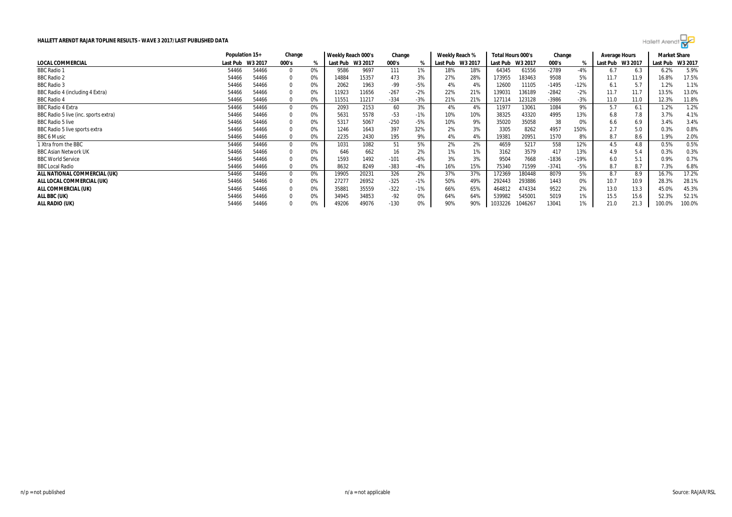# HALLETT ARENDT RAJAR TOPLINE RESULTS - WAVE 3 2017/LAST PUBLISHED DATA

| | Population 15+ | | Change | | Weekly Reach 000's | | Change | | Weekly Reach % | | Total Hours 000's | | Change | | Average Hours | | Market Share | |
|---|---|---|---|---|---|---|---|---|---|---|---|---|---|---|---|---|---|---|
| LOCAL COMMERCIAL | Last Pub | W3 2017 | 000's | % | Last Pub | W3 2017 | 000's | % | Last Pub | W3 2017 | Last Pub | W3 2017 | 000's | % | Last Pub | W3 2017 | Last Pub | W3 2017 |
| BBC Radio 1 | 54466 | 54466 | 0 | 0% | 9586 | 9697 | 111 | 1% | 18% | 18% | 64345 | 61556 | -2789 | -4% | 6.7 | 6.3 | 6.2% | 5.9% |
| BBC Radio 2 | 54466 | 54466 | 0 | 0% | 14884 | 15357 | 473 | 3% | 27% | 28% | 173955 | 183463 | 9508 | 5% | 11.7 | 11.9 | 16.8% | 17.5% |
| BBC Radio 3 | 54466 | 54466 | 0 | 0% | 2062 | 1963 | -99 | -5% | 4% | 4% | 12600 | 11105 | -1495 | -12% | 6.1 | 5.7 | 1.2% | 1.1% |
| BBC Radio 4 (including 4 Extra) | 54466 | 54466 | 0 | 0% | 11923 | 11656 | -267 | -2% | 22% | 21% | 139031 | 136189 | -2842 | -2% | 11.7 | 11.7 | 13.5% | 13.0% |
| BBC Radio 4 | 54466 | 54466 | 0 | 0% | 11551 | 11217 | -334 | -3% | 21% | 21% | 127114 | 123128 | -3986 | -3% | 11.0 | 11.0 | 12.3% | 11.8% |
| BBC Radio 4 Extra | 54466 | 54466 | 0 | 0% | 2093 | 2153 | 60 | 3% | 4% | 4% | 11977 | 13061 | 1084 | 9% | 5.7 | 6.1 | 1.2% | 1.2% |
| BBC Radio 5 live (inc. sports extra) | 54466 | 54466 | 0 | 0% | 5631 | 5578 | -53 | -1% | 10% | 10% | 38325 | 43320 | 4995 | 13% | 6.8 | 7.8 | 3.7% | 4.1% |
| BBC Radio 5 live | 54466 | 54466 | 0 | 0% | 5317 | 5067 | -250 | -5% | 10% | 9% | 35020 | 35058 | 38 | 0% | 6.6 | 6.9 | 3.4% | 3.4% |
| BBC Radio 5 live sports extra | 54466 | 54466 | 0 | 0% | 1246 | 1643 | 397 | 32% | 2% | 3% | 3305 | 8262 | 4957 | 150% | 2.7 | 5.0 | 0.3% | 0.8% |
| BBC 6 Music | 54466 | 54466 | 0 | 0% | 2235 | 2430 | 195 | 9% | 4% | 4% | 19381 | 20951 | 1570 | 8% | 8.7 | 8.6 | 1.9% | 2.0% |
| 1 Xtra from the BBC | 54466 | 54466 | 0 | 0% | 1031 | 1082 | 51 | 5% | 2% | 2% | 4659 | 5217 | 558 | 12% | 4.5 | 4.8 | 0.5% | 0.5% |
| BBC Asian Network UK | 54466 | 54466 | 0 | 0% | 646 | 662 | 16 | 2% | 1% | 1% | 3162 | 3579 | 417 | 13% | 4.9 | 5.4 | 0.3% | 0.3% |
| BBC World Service | 54466 | 54466 | 0 | 0% | 1593 | 1492 | -101 | -6% | 3% | 3% | 9504 | 7668 | -1836 | -19% | 6.0 | 5.1 | 0.9% | 0.7% |
| BBC Local Radio | 54466 | 54466 | 0 | 0% | 8632 | 8249 | -383 | -4% | 16% | 15% | 75340 | 71599 | -3741 | -5% | 8.7 | 8.7 | 7.3% | 6.8% |
| ALL NATIONAL COMMERCIAL (UK) | 54466 | 54466 | 0 | 0% | 19905 | 20231 | 326 | 2% | 37% | 37% | 172369 | 180448 | 8079 | 5% | 8.7 | 8.9 | 16.7% | 17.2% |
| ALL LOCAL COMMERCIAL (UK) | 54466 | 54466 | 0 | 0% | 27277 | 26952 | -325 | -1% | 50% | 49% | 292443 | 293886 | 1443 | 0% | 10.7 | 10.9 | 28.3% | 28.1% |
| ALL COMMERCIAL (UK) | 54466 | 54466 | 0 | 0% | 35881 | 35559 | -322 | -1% | 66% | 65% | 464812 | 474334 | 9522 | 2% | 13.0 | 13.3 | 45.0% | 45.3% |
| ALL BBC (UK) | 54466 | 54466 | 0 | 0% | 34945 | 34853 | -92 | 0% | 64% | 64% | 539982 | 545001 | 5019 | 1% | 15.5 | 15.6 | 52.3% | 52.1% |
| ALL RADIO (UK) | 54466 | 54466 | 0 | 0% | 49206 | 49076 | -130 | 0% | 90% | 90% | 1033226 | 1046267 | 13041 | 1% | 21.0 | 21.3 | 100.0% | 100.0% |

n/p = not published

n/a = not applicable

Source: RAJAR/RSL